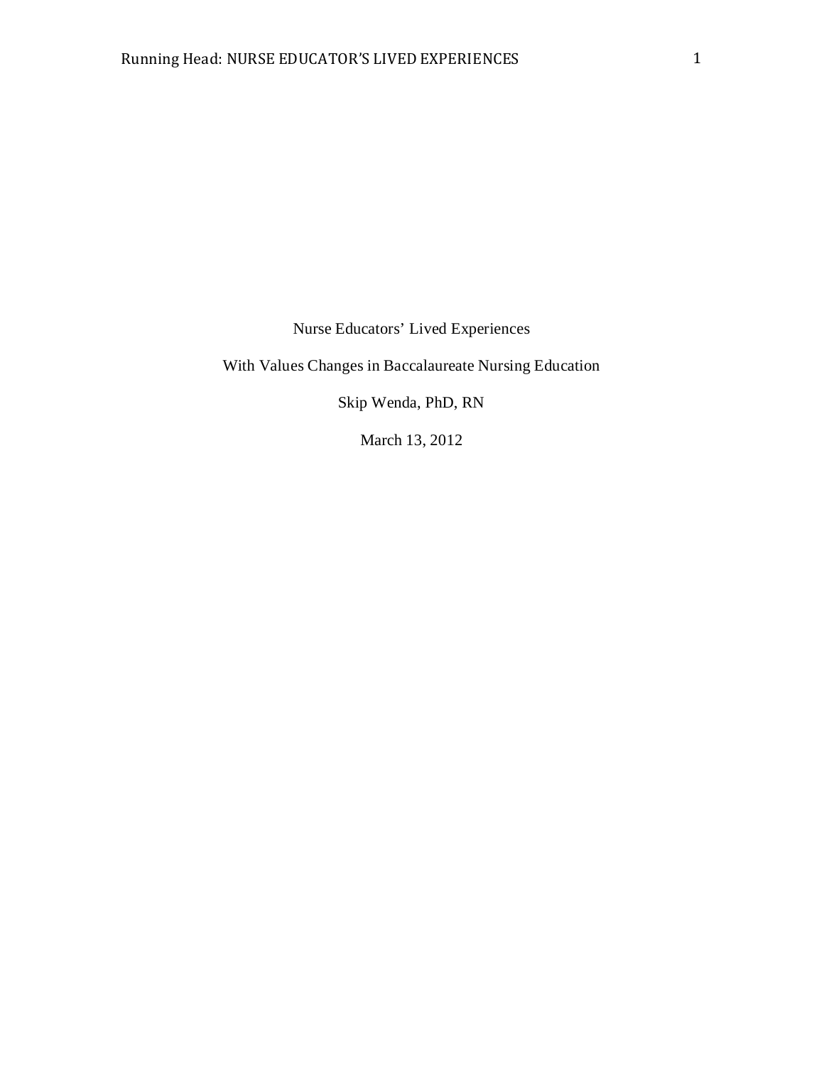# Nurse Educators' Lived Experiences

# With Values Changes in Baccalaureate Nursing Education

Skip Wenda, PhD, RN

March 13, 2012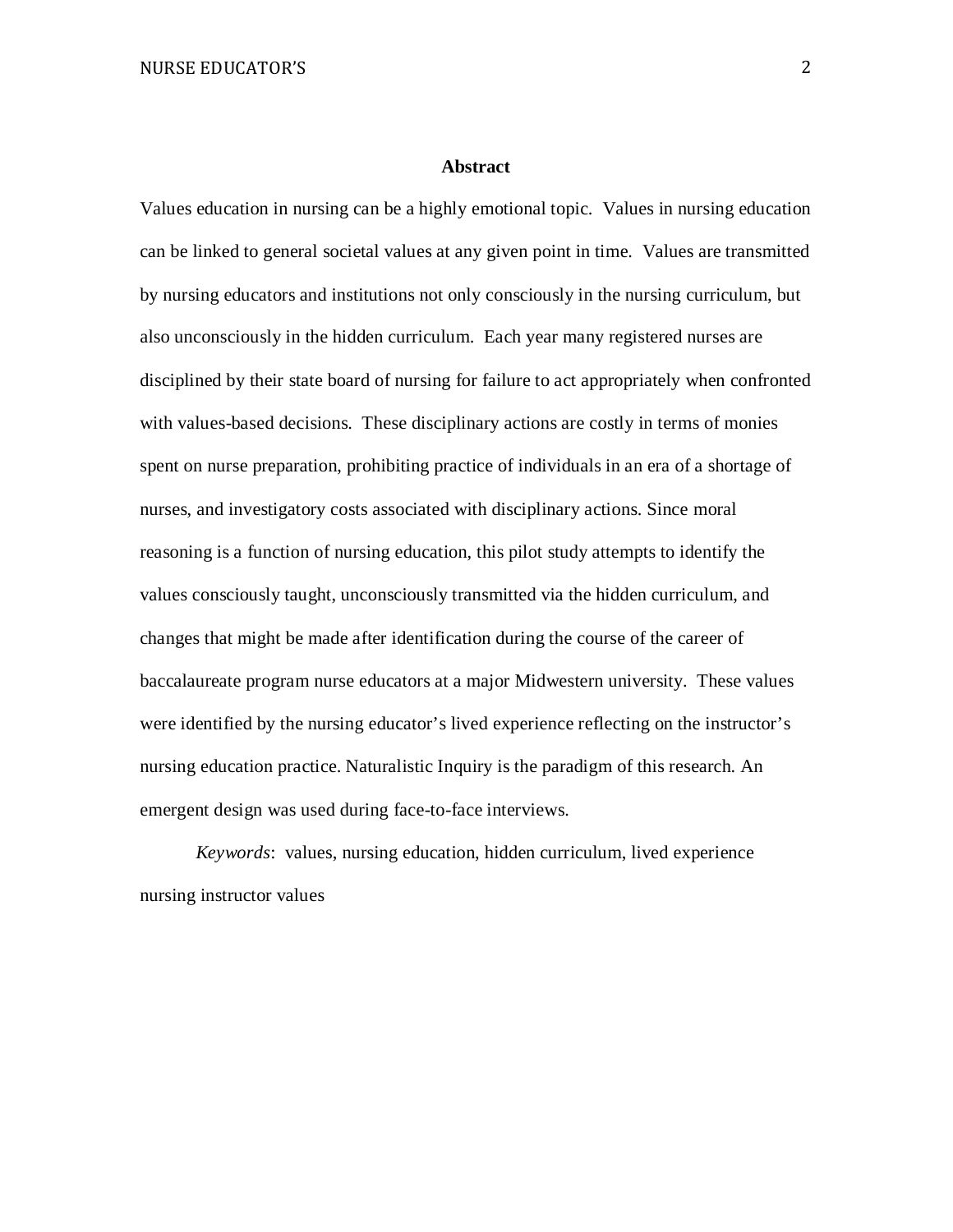## Abstract

Values education in nursing can be a highly emotional topic. Values in nursing education can be linked to general societal values at any given point in time. Values are transmitted by nursing educators and institutions not only consciously in the nursing curriculum, but also unconsciously in the hidden curriculum. Each year many registered nurses are disciplined by their state board of nursing for failure to act appropriately when confronted with values-based decisions. These disciplinary actions are costly in terms of monies spent on nurse preparation, prohibiting practice of individuals in an era of a shortage of nurses, and investigatory costs associated with disciplinary actions. Since moral reasoning is a function of nursing education, this pilot study attempts to identify the values consciously taught, unconsciously transmitted via the hidden curriculum, and changes that might be made after identification during the course of the career of baccalaureate program nurse educators at a major Midwestern university. These values were identified by the nursing educator's lived experience reflecting on the instructor's nursing education practice. Naturalistic Inquiry is the paradigm of this research. An emergent design was used during face-to-face interviews.

*Keywords*: values, nursing education, hidden curriculum, lived experience nursing instructor values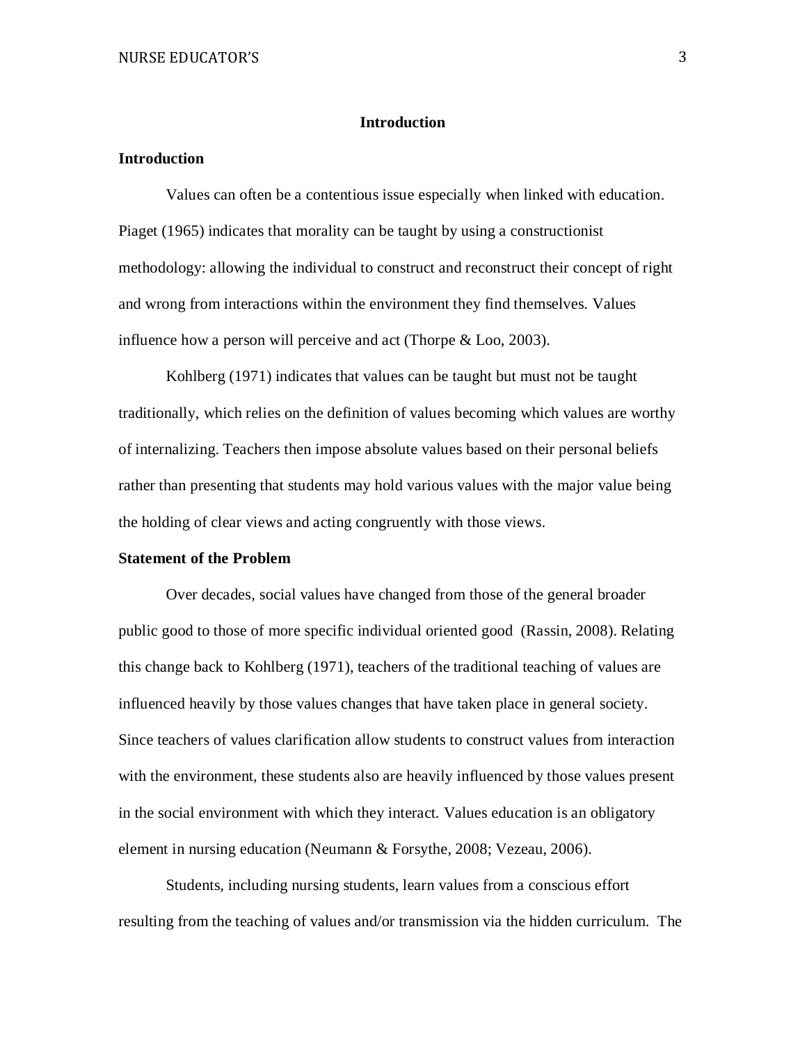# Introduction

## Introduction

Values can often be a contentious issue especially when linked with education. Piaget (1965) indicates that morality can be taught by using a constructionist methodology: allowing the individual to construct and reconstruct their concept of right and wrong from interactions within the environment they find themselves. Values influence how a person will perceive and act (Thorpe & Loo, 2003).

Kohlberg (1971) indicates that values can be taught but must not be taught traditionally, which relies on the definition of values becoming which values are worthy of internalizing. Teachers then impose absolute values based on their personal beliefs rather than presenting that students may hold various values with the major value being the holding of clear views and acting congruently with those views.

## Statement of the Problem

Over decades, social values have changed from those of the general broader public good to those of more specific individual oriented good (Rassin, 2008). Relating this change back to Kohlberg (1971), teachers of the traditional teaching of values are influenced heavily by those values changes that have taken place in general society. Since teachers of values clarification allow students to construct values from interaction with the environment, these students also are heavily influenced by those values present in the social environment with which they interact. Values education is an obligatory element in nursing education (Neumann & Forsythe, 2008; Vezeau, 2006).

Students, including nursing students, learn values from a conscious effort resulting from the teaching of values and/or transmission via the hidden curriculum. The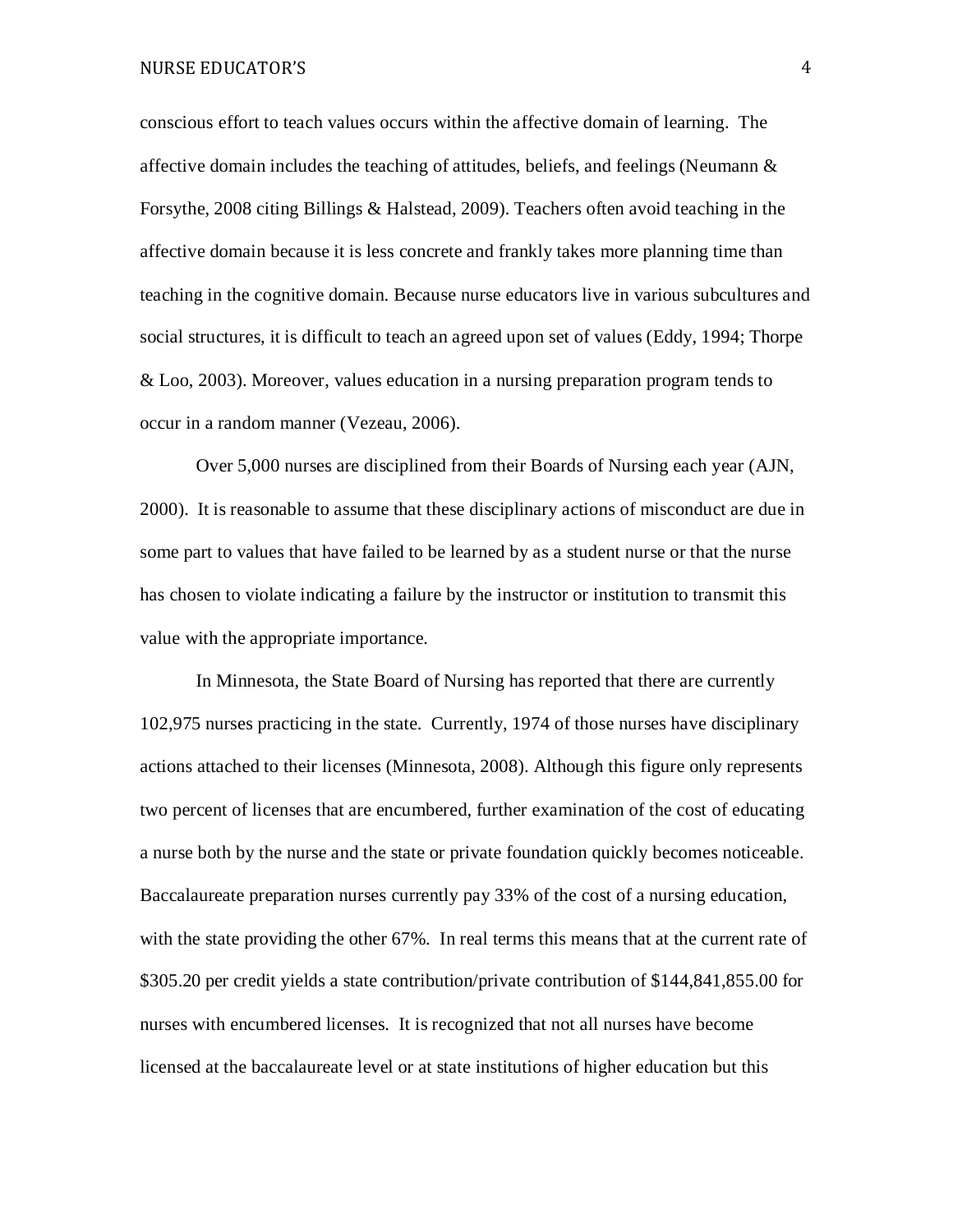conscious effort to teach values occurs within the affective domain of learning. The affective domain includes the teaching of attitudes, beliefs, and feelings (Neumann & Forsythe, 2008 citing Billings & Halstead, 2009). Teachers often avoid teaching in the affective domain because it is less concrete and frankly takes more planning time than teaching in the cognitive domain. Because nurse educators live in various subcultures and social structures, it is difficult to teach an agreed upon set of values (Eddy, 1994; Thorpe & Loo, 2003). Moreover, values education in a nursing preparation program tends to occur in a random manner (Vezeau, 2006).

Over 5,000 nurses are disciplined from their Boards of Nursing each year (AJN, 2000). It is reasonable to assume that these disciplinary actions of misconduct are due in some part to values that have failed to be learned by as a student nurse or that the nurse has chosen to violate indicating a failure by the instructor or institution to transmit this value with the appropriate importance.

In Minnesota, the State Board of Nursing has reported that there are currently 102,975 nurses practicing in the state. Currently, 1974 of those nurses have disciplinary actions attached to their licenses (Minnesota, 2008). Although this figure only represents two percent of licenses that are encumbered, further examination of the cost of educating a nurse both by the nurse and the state or private foundation quickly becomes noticeable. Baccalaureate preparation nurses currently pay 33% of the cost of a nursing education, with the state providing the other 67%. In real terms this means that at the current rate of $305.20 per credit yields a state contribution/private contribution of $144,841,855.00 for nurses with encumbered licenses. It is recognized that not all nurses have become licensed at the baccalaureate level or at state institutions of higher education but this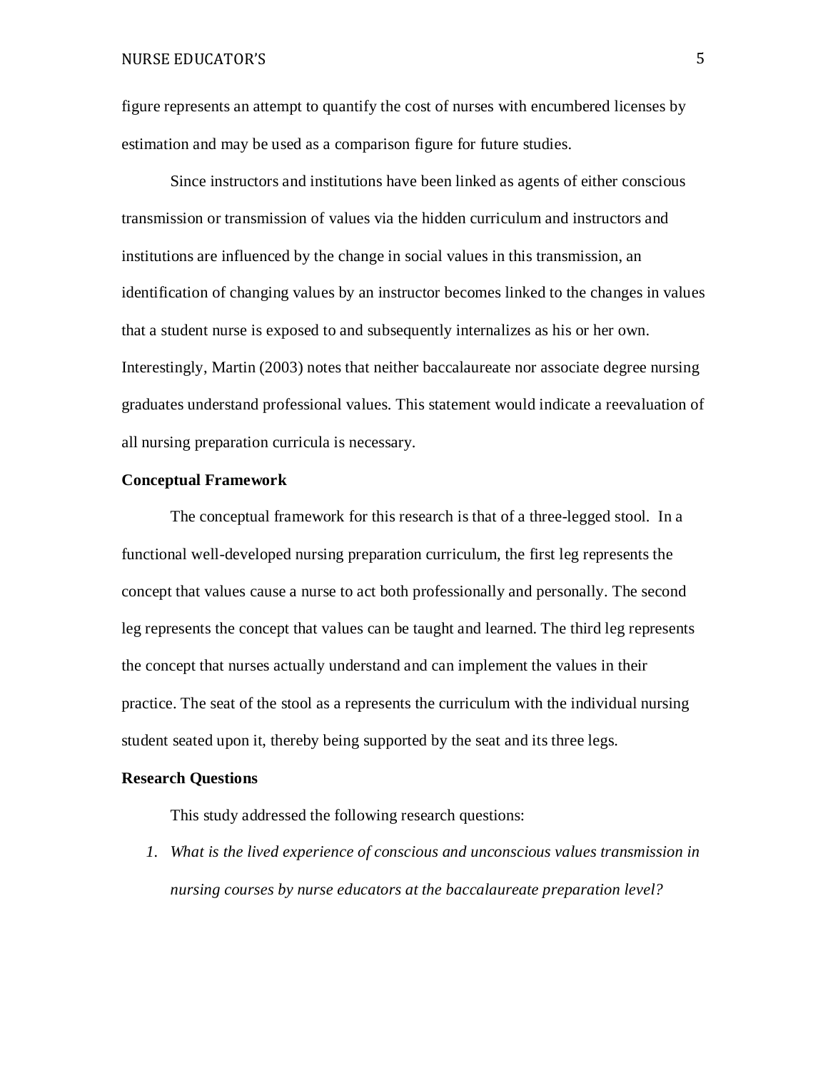figure represents an attempt to quantify the cost of nurses with encumbered licenses by estimation and may be used as a comparison figure for future studies.

Since instructors and institutions have been linked as agents of either conscious transmission or transmission of values via the hidden curriculum and instructors and institutions are influenced by the change in social values in this transmission, an identification of changing values by an instructor becomes linked to the changes in values that a student nurse is exposed to and subsequently internalizes as his or her own. Interestingly, Martin (2003) notes that neither baccalaureate nor associate degree nursing graduates understand professional values. This statement would indicate a reevaluation of all nursing preparation curricula is necessary.

**Conceptual Framework**

The conceptual framework for this research is that of a three-legged stool. In a functional well-developed nursing preparation curriculum, the first leg represents the concept that values cause a nurse to act both professionally and personally. The second leg represents the concept that values can be taught and learned. The third leg represents the concept that nurses actually understand and can implement the values in their practice. The seat of the stool as a represents the curriculum with the individual nursing student seated upon it, thereby being supported by the seat and its three legs.

**Research Questions**

This study addressed the following research questions:

1. *What is the lived experience of conscious and unconscious values transmission in nursing courses by nurse educators at the baccalaureate preparation level?*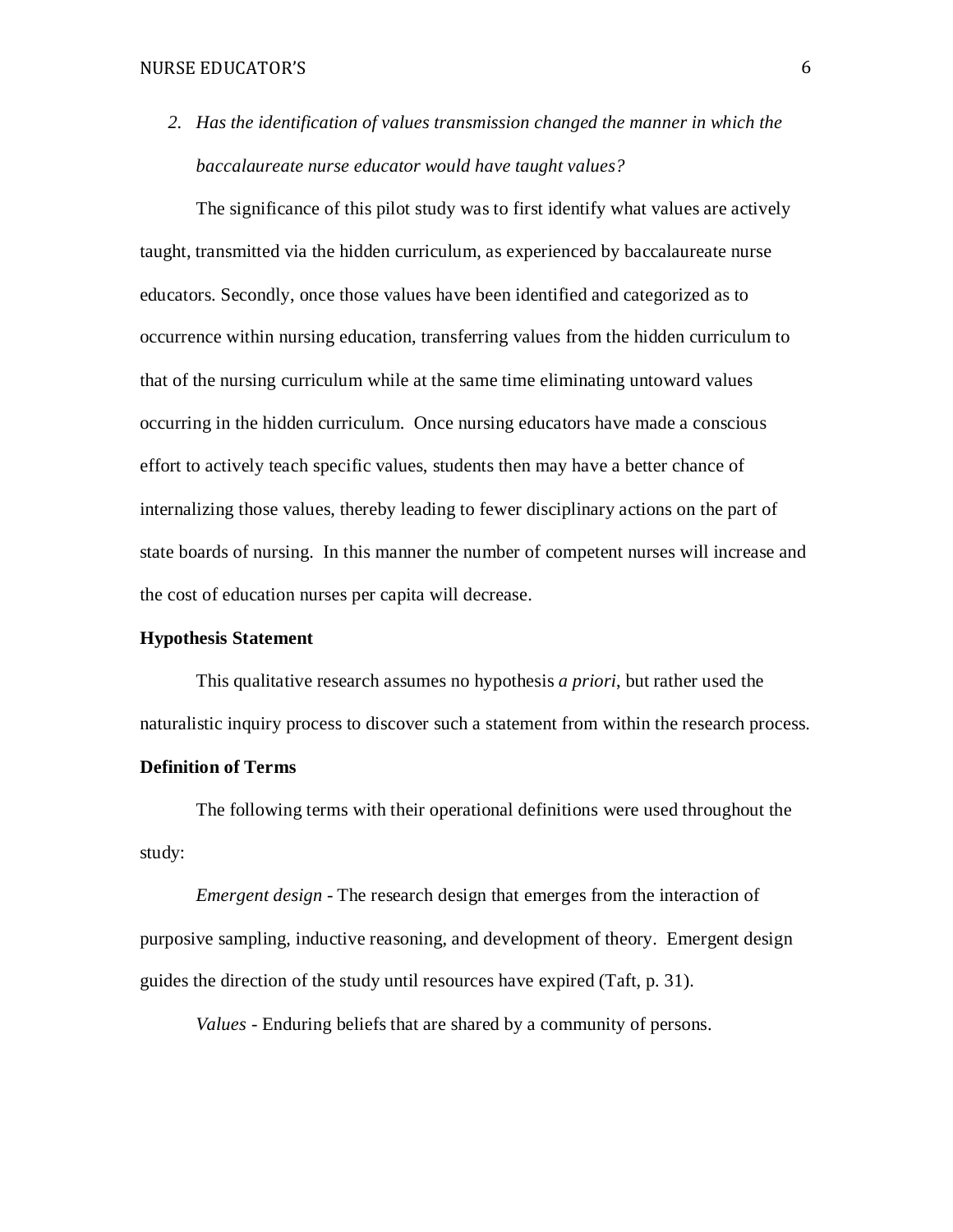2. *Has the identification of values transmission changed the manner in which the baccalaureate nurse educator would have taught values?*

The significance of this pilot study was to first identify what values are actively taught, transmitted via the hidden curriculum, as experienced by baccalaureate nurse educators. Secondly, once those values have been identified and categorized as to occurrence within nursing education, transferring values from the hidden curriculum to that of the nursing curriculum while at the same time eliminating untoward values occurring in the hidden curriculum. Once nursing educators have made a conscious effort to actively teach specific values, students then may have a better chance of internalizing those values, thereby leading to fewer disciplinary actions on the part of state boards of nursing. In this manner the number of competent nurses will increase and the cost of education nurses per capita will decrease.

**Hypothesis Statement**

This qualitative research assumes no hypothesis *a priori*, but rather used the naturalistic inquiry process to discover such a statement from within the research process.

**Definition of Terms**

The following terms with their operational definitions were used throughout the study:

*Emergent design* - The research design that emerges from the interaction of purposive sampling, inductive reasoning, and development of theory. Emergent design guides the direction of the study until resources have expired (Taft, p. 31).

*Values* - Enduring beliefs that are shared by a community of persons.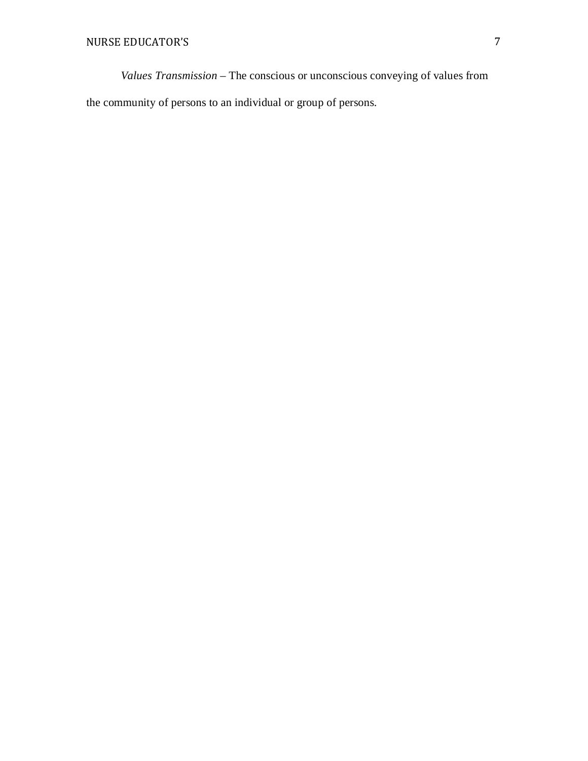*Values Transmission* – The conscious or unconscious conveying of values from the community of persons to an individual or group of persons.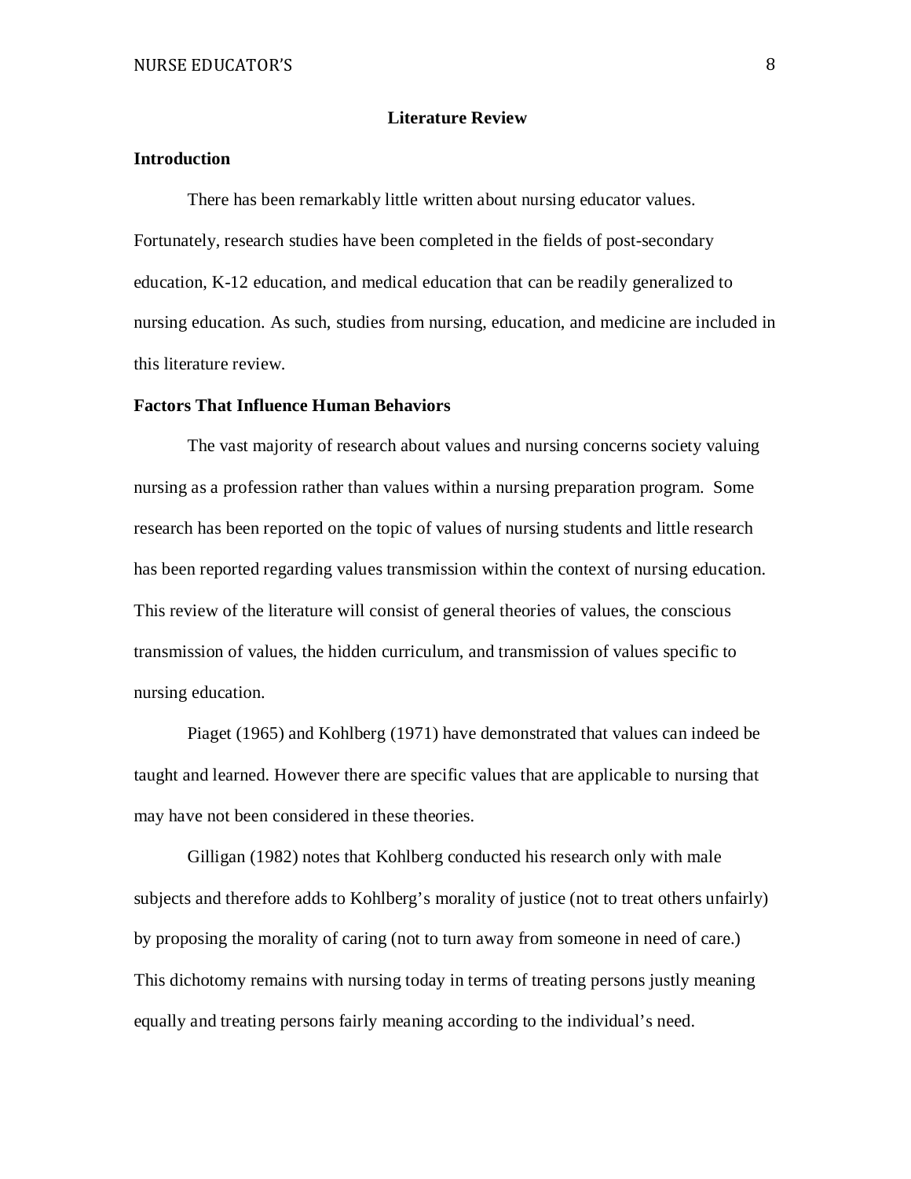# Literature Review

## Introduction

There has been remarkably little written about nursing educator values. Fortunately, research studies have been completed in the fields of post-secondary education, K-12 education, and medical education that can be readily generalized to nursing education. As such, studies from nursing, education, and medicine are included in this literature review.

## Factors That Influence Human Behaviors

The vast majority of research about values and nursing concerns society valuing nursing as a profession rather than values within a nursing preparation program. Some research has been reported on the topic of values of nursing students and little research has been reported regarding values transmission within the context of nursing education. This review of the literature will consist of general theories of values, the conscious transmission of values, the hidden curriculum, and transmission of values specific to nursing education.

Piaget (1965) and Kohlberg (1971) have demonstrated that values can indeed be taught and learned. However there are specific values that are applicable to nursing that may have not been considered in these theories.

Gilligan (1982) notes that Kohlberg conducted his research only with male subjects and therefore adds to Kohlberg's morality of justice (not to treat others unfairly) by proposing the morality of caring (not to turn away from someone in need of care.) This dichotomy remains with nursing today in terms of treating persons justly meaning equally and treating persons fairly meaning according to the individual's need.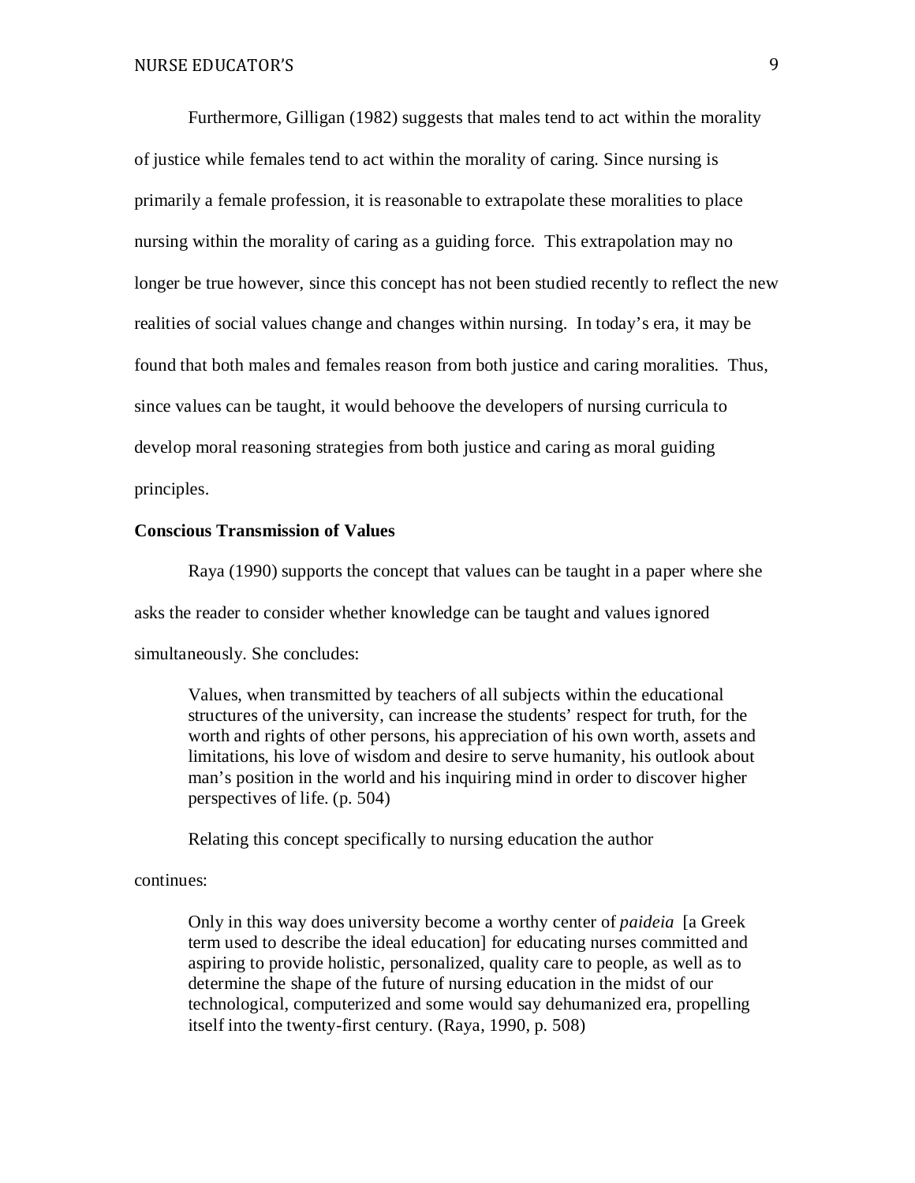Furthermore, Gilligan (1982) suggests that males tend to act within the morality of justice while females tend to act within the morality of caring. Since nursing is primarily a female profession, it is reasonable to extrapolate these moralities to place nursing within the morality of caring as a guiding force. This extrapolation may no longer be true however, since this concept has not been studied recently to reflect the new realities of social values change and changes within nursing. In today's era, it may be found that both males and females reason from both justice and caring moralities. Thus, since values can be taught, it would behoove the developers of nursing curricula to develop moral reasoning strategies from both justice and caring as moral guiding principles.

**Conscious Transmission of Values**

Raya (1990) supports the concept that values can be taught in a paper where she asks the reader to consider whether knowledge can be taught and values ignored simultaneously. She concludes:

> Values, when transmitted by teachers of all subjects within the educational structures of the university, can increase the students' respect for truth, for the worth and rights of other persons, his appreciation of his own worth, assets and limitations, his love of wisdom and desire to serve humanity, his outlook about man's position in the world and his inquiring mind in order to discover higher perspectives of life. (p. 504)

Relating this concept specifically to nursing education the author continues:

> Only in this way does university become a worthy center of *paideia* [a Greek term used to describe the ideal education] for educating nurses committed and aspiring to provide holistic, personalized, quality care to people, as well as to determine the shape of the future of nursing education in the midst of our technological, computerized and some would say dehumanized era, propelling itself into the twenty-first century. (Raya, 1990, p. 508)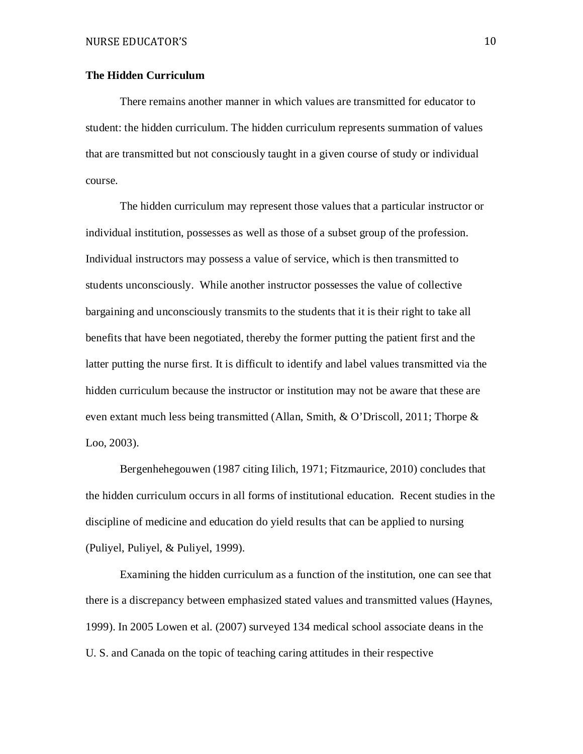**The Hidden Curriculum**

There remains another manner in which values are transmitted for educator to student: the hidden curriculum. The hidden curriculum represents summation of values that are transmitted but not consciously taught in a given course of study or individual course.

The hidden curriculum may represent those values that a particular instructor or individual institution, possesses as well as those of a subset group of the profession. Individual instructors may possess a value of service, which is then transmitted to students unconsciously. While another instructor possesses the value of collective bargaining and unconsciously transmits to the students that it is their right to take all benefits that have been negotiated, thereby the former putting the patient first and the latter putting the nurse first. It is difficult to identify and label values transmitted via the hidden curriculum because the instructor or institution may not be aware that these are even extant much less being transmitted (Allan, Smith, & O'Driscoll, 2011; Thorpe & Loo, 2003).

Bergenhehegouwen (1987 citing Iilich, 1971; Fitzmaurice, 2010) concludes that the hidden curriculum occurs in all forms of institutional education. Recent studies in the discipline of medicine and education do yield results that can be applied to nursing (Puliyel, Puliyel, & Puliyel, 1999).

Examining the hidden curriculum as a function of the institution, one can see that there is a discrepancy between emphasized stated values and transmitted values (Haynes, 1999). In 2005 Lowen et al. (2007) surveyed 134 medical school associate deans in the U. S. and Canada on the topic of teaching caring attitudes in their respective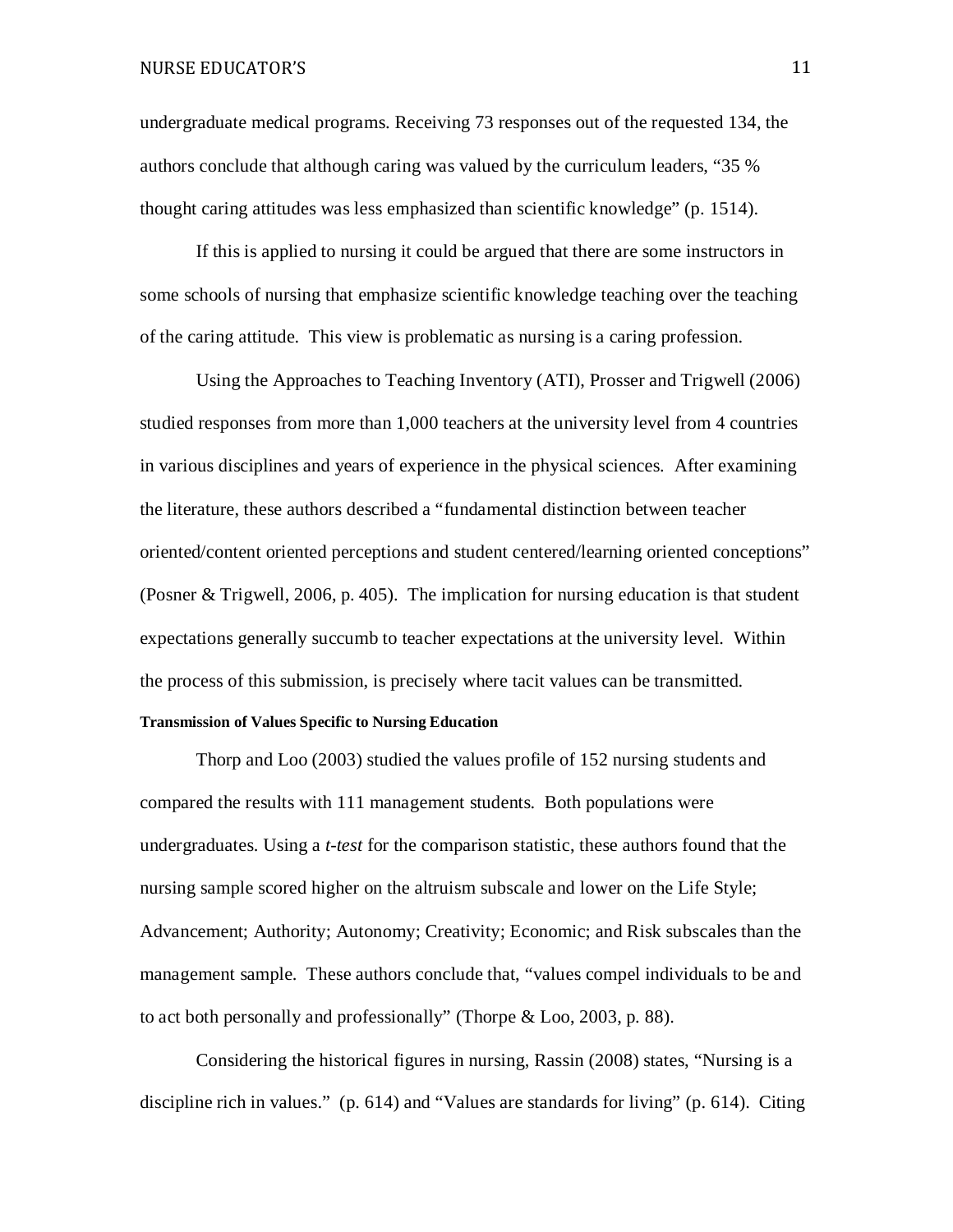undergraduate medical programs. Receiving 73 responses out of the requested 134, the authors conclude that although caring was valued by the curriculum leaders, "35 % thought caring attitudes was less emphasized than scientific knowledge" (p. 1514).

If this is applied to nursing it could be argued that there are some instructors in some schools of nursing that emphasize scientific knowledge teaching over the teaching of the caring attitude. This view is problematic as nursing is a caring profession.

Using the Approaches to Teaching Inventory (ATI), Prosser and Trigwell (2006) studied responses from more than 1,000 teachers at the university level from 4 countries in various disciplines and years of experience in the physical sciences. After examining the literature, these authors described a "fundamental distinction between teacher oriented/content oriented perceptions and student centered/learning oriented conceptions" (Posner & Trigwell, 2006, p. 405). The implication for nursing education is that student expectations generally succumb to teacher expectations at the university level. Within the process of this submission, is precisely where tacit values can be transmitted.

#### Transmission of Values Specific to Nursing Education

Thorp and Loo (2003) studied the values profile of 152 nursing students and compared the results with 111 management students. Both populations were undergraduates. Using a *t-test* for the comparison statistic, these authors found that the nursing sample scored higher on the altruism subscale and lower on the Life Style; Advancement; Authority; Autonomy; Creativity; Economic; and Risk subscales than the management sample. These authors conclude that, "values compel individuals to be and to act both personally and professionally" (Thorpe & Loo, 2003, p. 88).

Considering the historical figures in nursing, Rassin (2008) states, "Nursing is a discipline rich in values." (p. 614) and "Values are standards for living" (p. 614). Citing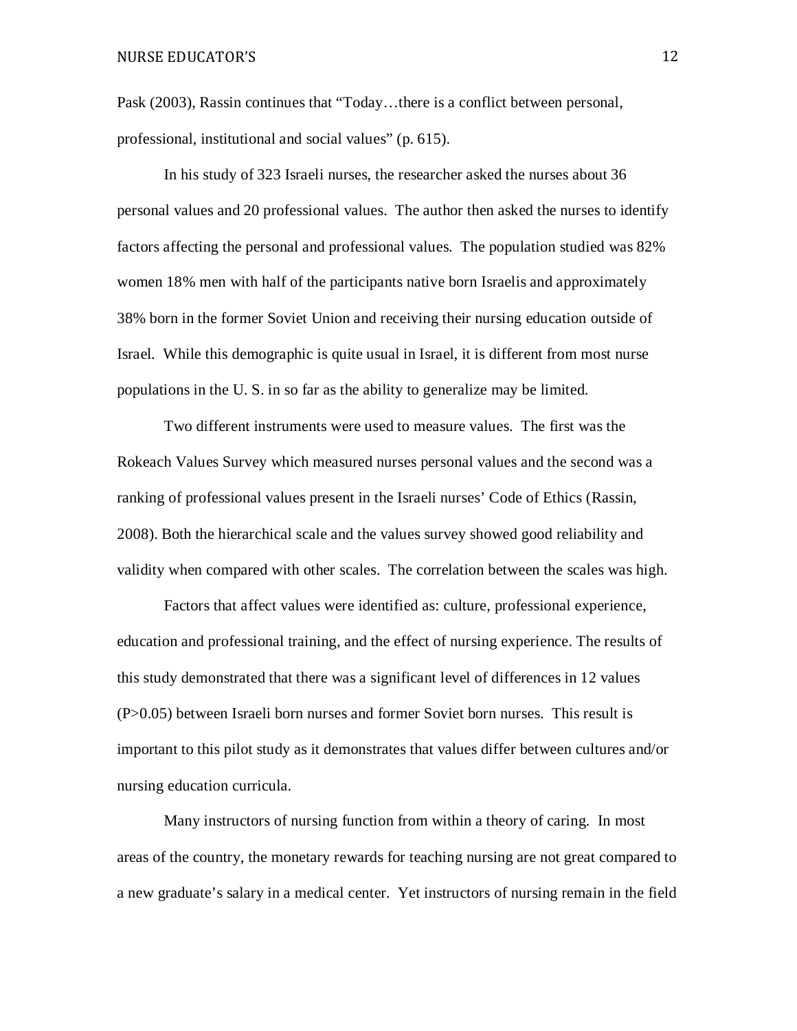Pask (2003), Rassin continues that “Today…there is a conflict between personal, professional, institutional and social values” (p. 615).

In his study of 323 Israeli nurses, the researcher asked the nurses about 36 personal values and 20 professional values. The author then asked the nurses to identify factors affecting the personal and professional values. The population studied was 82% women 18% men with half of the participants native born Israelis and approximately 38% born in the former Soviet Union and receiving their nursing education outside of Israel. While this demographic is quite usual in Israel, it is different from most nurse populations in the U. S. in so far as the ability to generalize may be limited.

Two different instruments were used to measure values. The first was the Rokeach Values Survey which measured nurses personal values and the second was a ranking of professional values present in the Israeli nurses’ Code of Ethics (Rassin, 2008). Both the hierarchical scale and the values survey showed good reliability and validity when compared with other scales. The correlation between the scales was high.

Factors that affect values were identified as: culture, professional experience, education and professional training, and the effect of nursing experience. The results of this study demonstrated that there was a significant level of differences in 12 values ($P>0.05$) between Israeli born nurses and former Soviet born nurses. This result is important to this pilot study as it demonstrates that values differ between cultures and/or nursing education curricula.

Many instructors of nursing function from within a theory of caring. In most areas of the country, the monetary rewards for teaching nursing are not great compared to a new graduate’s salary in a medical center. Yet instructors of nursing remain in the field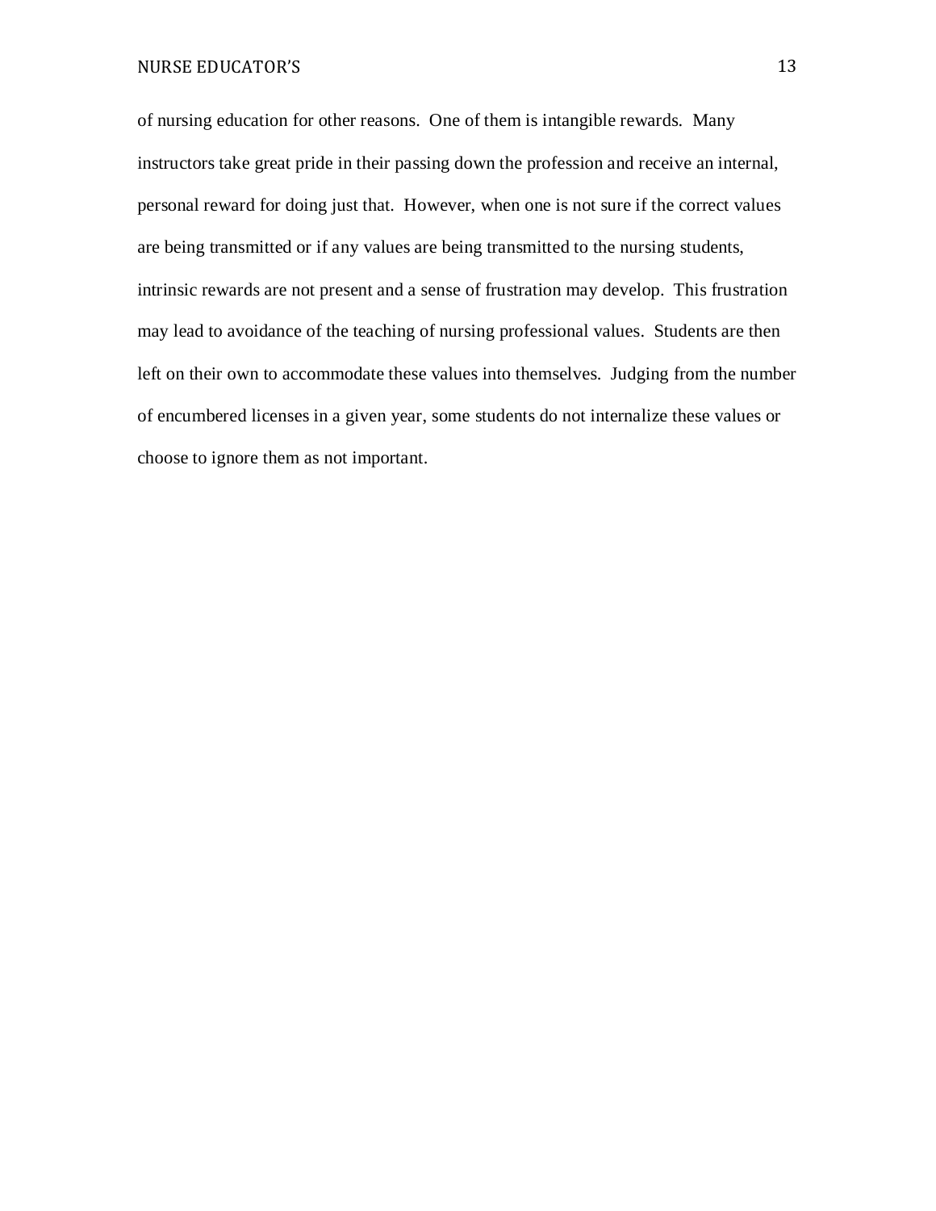of nursing education for other reasons. One of them is intangible rewards. Many instructors take great pride in their passing down the profession and receive an internal, personal reward for doing just that. However, when one is not sure if the correct values are being transmitted or if any values are being transmitted to the nursing students, intrinsic rewards are not present and a sense of frustration may develop. This frustration may lead to avoidance of the teaching of nursing professional values. Students are then left on their own to accommodate these values into themselves. Judging from the number of encumbered licenses in a given year, some students do not internalize these values or choose to ignore them as not important.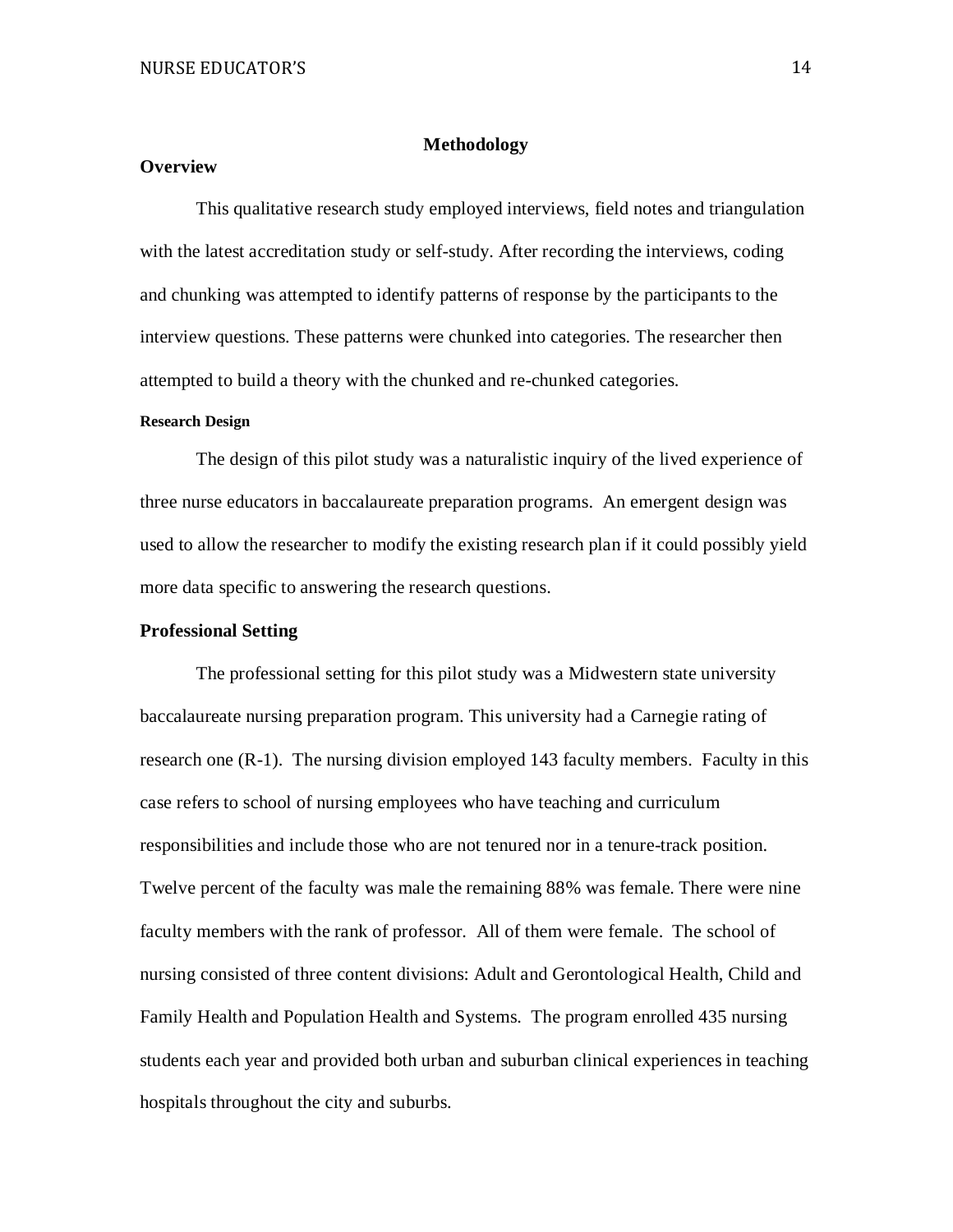# Methodology

## Overview

This qualitative research study employed interviews, field notes and triangulation with the latest accreditation study or self-study. After recording the interviews, coding and chunking was attempted to identify patterns of response by the participants to the interview questions. These patterns were chunked into categories. The researcher then attempted to build a theory with the chunked and re-chunked categories.

### Research Design

The design of this pilot study was a naturalistic inquiry of the lived experience of three nurse educators in baccalaureate preparation programs. An emergent design was used to allow the researcher to modify the existing research plan if it could possibly yield more data specific to answering the research questions.

## Professional Setting

The professional setting for this pilot study was a Midwestern state university baccalaureate nursing preparation program. This university had a Carnegie rating of research one (R-1). The nursing division employed 143 faculty members. Faculty in this case refers to school of nursing employees who have teaching and curriculum responsibilities and include those who are not tenured nor in a tenure-track position. Twelve percent of the faculty was male the remaining 88% was female. There were nine faculty members with the rank of professor. All of them were female. The school of nursing consisted of three content divisions: Adult and Gerontological Health, Child and Family Health and Population Health and Systems. The program enrolled 435 nursing students each year and provided both urban and suburban clinical experiences in teaching hospitals throughout the city and suburbs.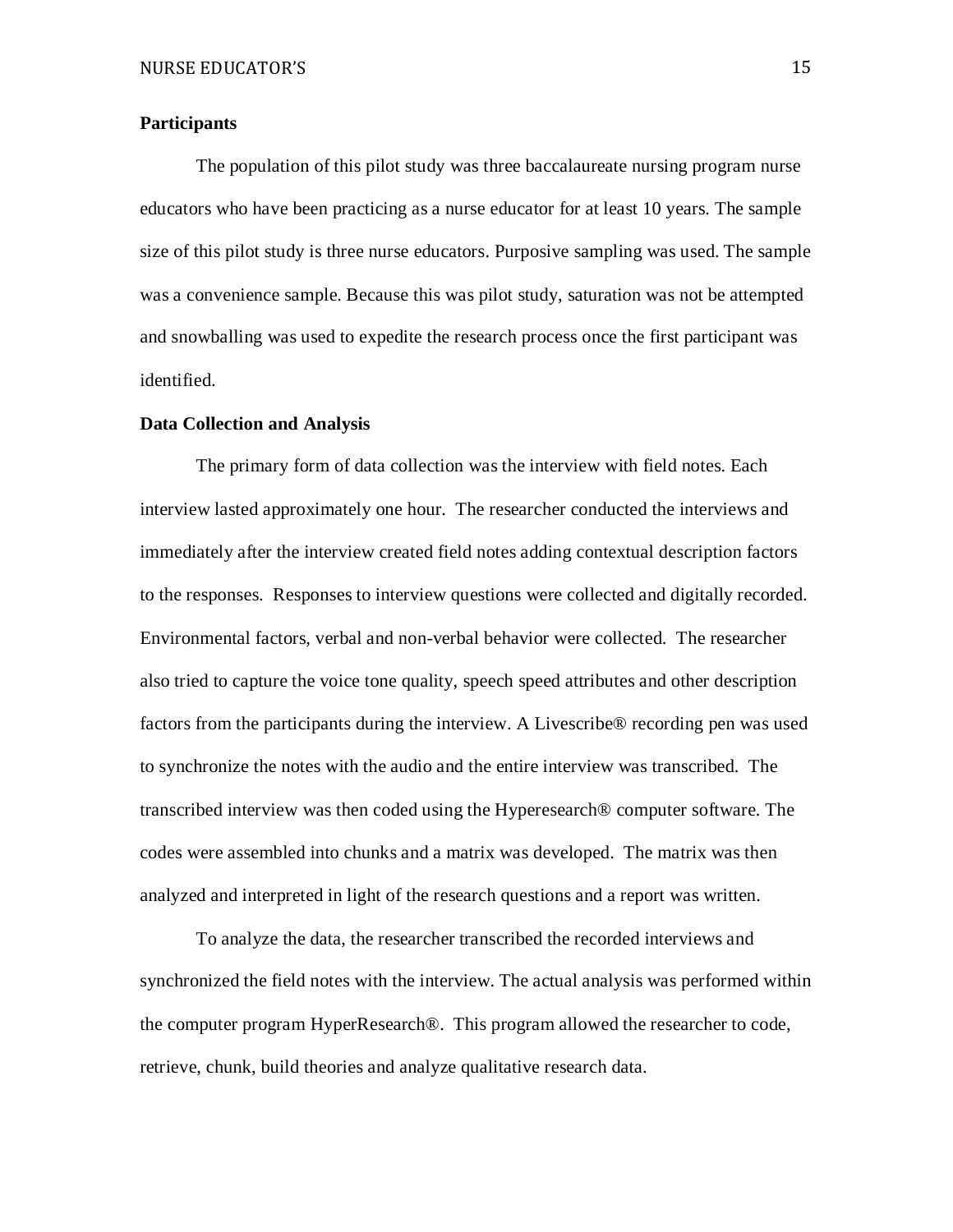**Participants**

The population of this pilot study was three baccalaureate nursing program nurse educators who have been practicing as a nurse educator for at least 10 years. The sample size of this pilot study is three nurse educators. Purposive sampling was used. The sample was a convenience sample. Because this was pilot study, saturation was not be attempted and snowballing was used to expedite the research process once the first participant was identified.

**Data Collection and Analysis**

The primary form of data collection was the interview with field notes. Each interview lasted approximately one hour. The researcher conducted the interviews and immediately after the interview created field notes adding contextual description factors to the responses. Responses to interview questions were collected and digitally recorded. Environmental factors, verbal and non-verbal behavior were collected. The researcher also tried to capture the voice tone quality, speech speed attributes and other description factors from the participants during the interview. A Livescribe® recording pen was used to synchronize the notes with the audio and the entire interview was transcribed. The transcribed interview was then coded using the Hyperesearch® computer software. The codes were assembled into chunks and a matrix was developed. The matrix was then analyzed and interpreted in light of the research questions and a report was written.

To analyze the data, the researcher transcribed the recorded interviews and synchronized the field notes with the interview. The actual analysis was performed within the computer program HyperResearch®. This program allowed the researcher to code, retrieve, chunk, build theories and analyze qualitative research data.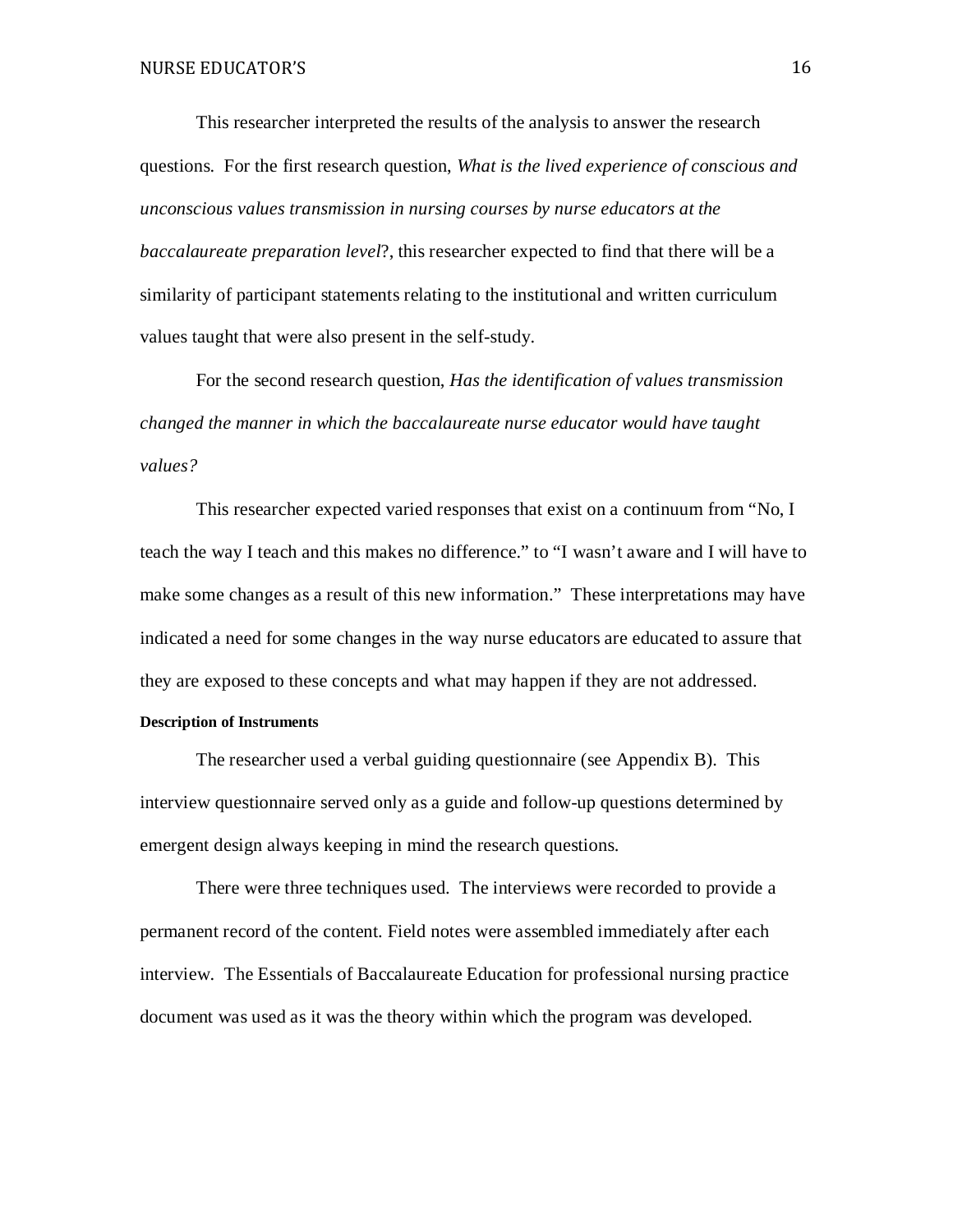This researcher interpreted the results of the analysis to answer the research questions. For the first research question, *What is the lived experience of conscious and unconscious values transmission in nursing courses by nurse educators at the baccalaureate preparation level*?, this researcher expected to find that there will be a similarity of participant statements relating to the institutional and written curriculum values taught that were also present in the self-study.

For the second research question, *Has the identification of values transmission changed the manner in which the baccalaureate nurse educator would have taught values?*

This researcher expected varied responses that exist on a continuum from "No, I teach the way I teach and this makes no difference." to "I wasn't aware and I will have to make some changes as a result of this new information." These interpretations may have indicated a need for some changes in the way nurse educators are educated to assure that they are exposed to these concepts and what may happen if they are not addressed.

**Description of Instruments**

The researcher used a verbal guiding questionnaire (see Appendix B). This interview questionnaire served only as a guide and follow-up questions determined by emergent design always keeping in mind the research questions.

There were three techniques used. The interviews were recorded to provide a permanent record of the content. Field notes were assembled immediately after each interview. The Essentials of Baccalaureate Education for professional nursing practice document was used as it was the theory within which the program was developed.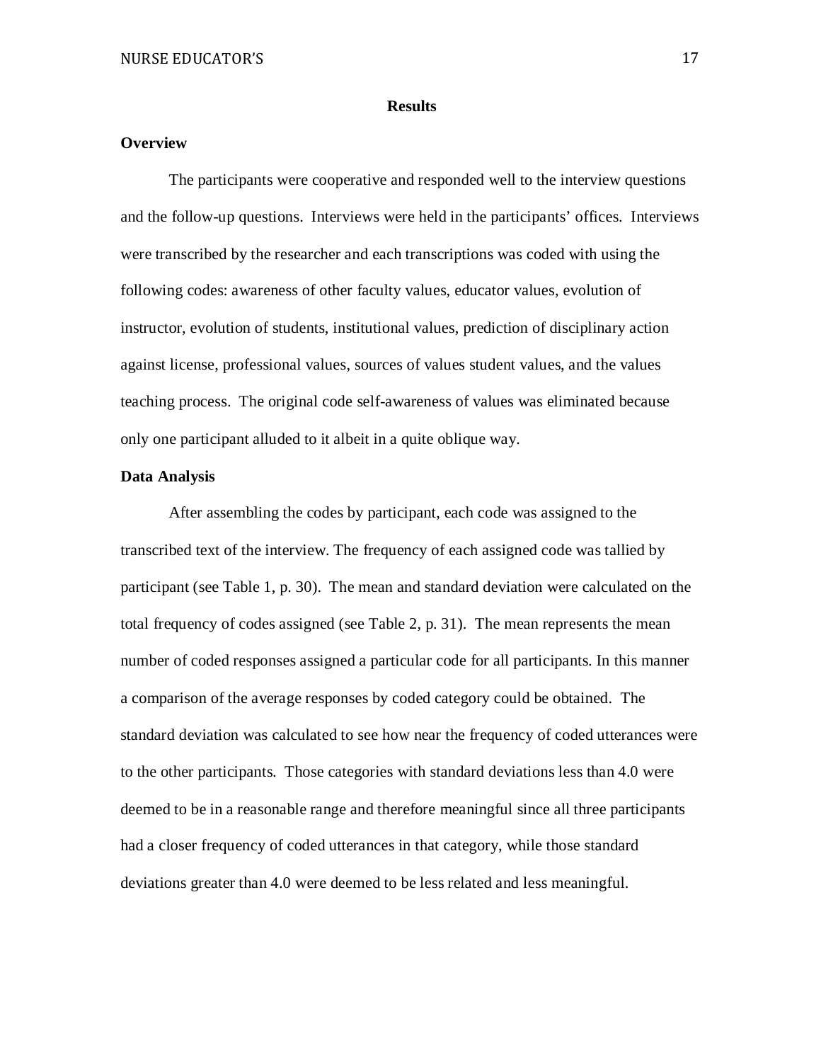## Results

### Overview

The participants were cooperative and responded well to the interview questions and the follow-up questions. Interviews were held in the participants' offices. Interviews were transcribed by the researcher and each transcriptions was coded with using the following codes: awareness of other faculty values, educator values, evolution of instructor, evolution of students, institutional values, prediction of disciplinary action against license, professional values, sources of values student values, and the values teaching process. The original code self-awareness of values was eliminated because only one participant alluded to it albeit in a quite oblique way.

### Data Analysis

After assembling the codes by participant, each code was assigned to the transcribed text of the interview. The frequency of each assigned code was tallied by participant (see Table 1, p. 30). The mean and standard deviation were calculated on the total frequency of codes assigned (see Table 2, p. 31). The mean represents the mean number of coded responses assigned a particular code for all participants. In this manner a comparison of the average responses by coded category could be obtained. The standard deviation was calculated to see how near the frequency of coded utterances were to the other participants. Those categories with standard deviations less than 4.0 were deemed to be in a reasonable range and therefore meaningful since all three participants had a closer frequency of coded utterances in that category, while those standard deviations greater than 4.0 were deemed to be less related and less meaningful.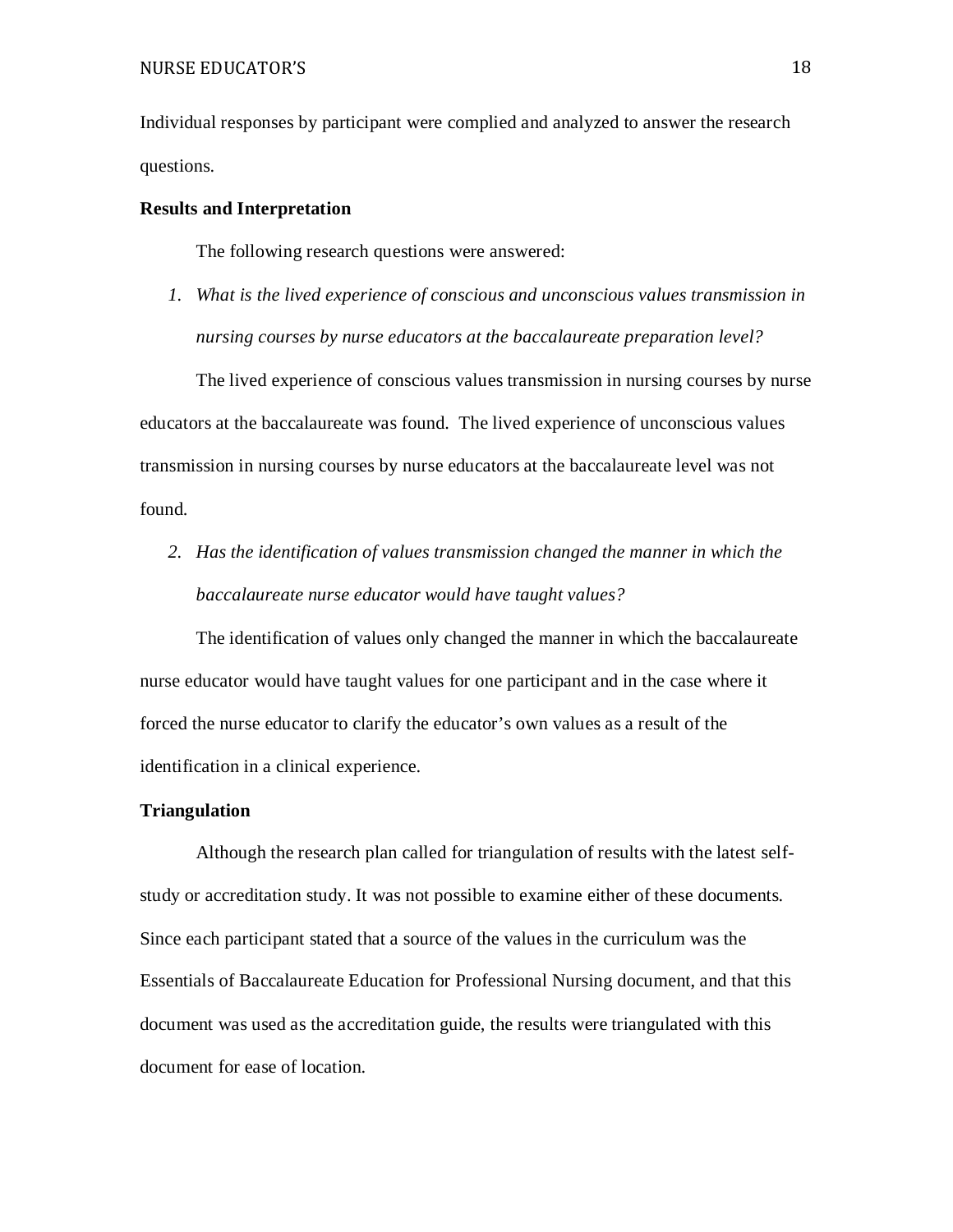Individual responses by participant were complied and analyzed to answer the research questions.

**Results and Interpretation**

The following research questions were answered:

1. *What is the lived experience of conscious and unconscious values transmission in nursing courses by nurse educators at the baccalaureate preparation level?*

The lived experience of conscious values transmission in nursing courses by nurse educators at the baccalaureate was found. The lived experience of unconscious values transmission in nursing courses by nurse educators at the baccalaureate level was not found.

2. *Has the identification of values transmission changed the manner in which the baccalaureate nurse educator would have taught values?*

The identification of values only changed the manner in which the baccalaureate nurse educator would have taught values for one participant and in the case where it forced the nurse educator to clarify the educator's own values as a result of the identification in a clinical experience.

**Triangulation**

Although the research plan called for triangulation of results with the latest self-study or accreditation study. It was not possible to examine either of these documents. Since each participant stated that a source of the values in the curriculum was the Essentials of Baccalaureate Education for Professional Nursing document, and that this document was used as the accreditation guide, the results were triangulated with this document for ease of location.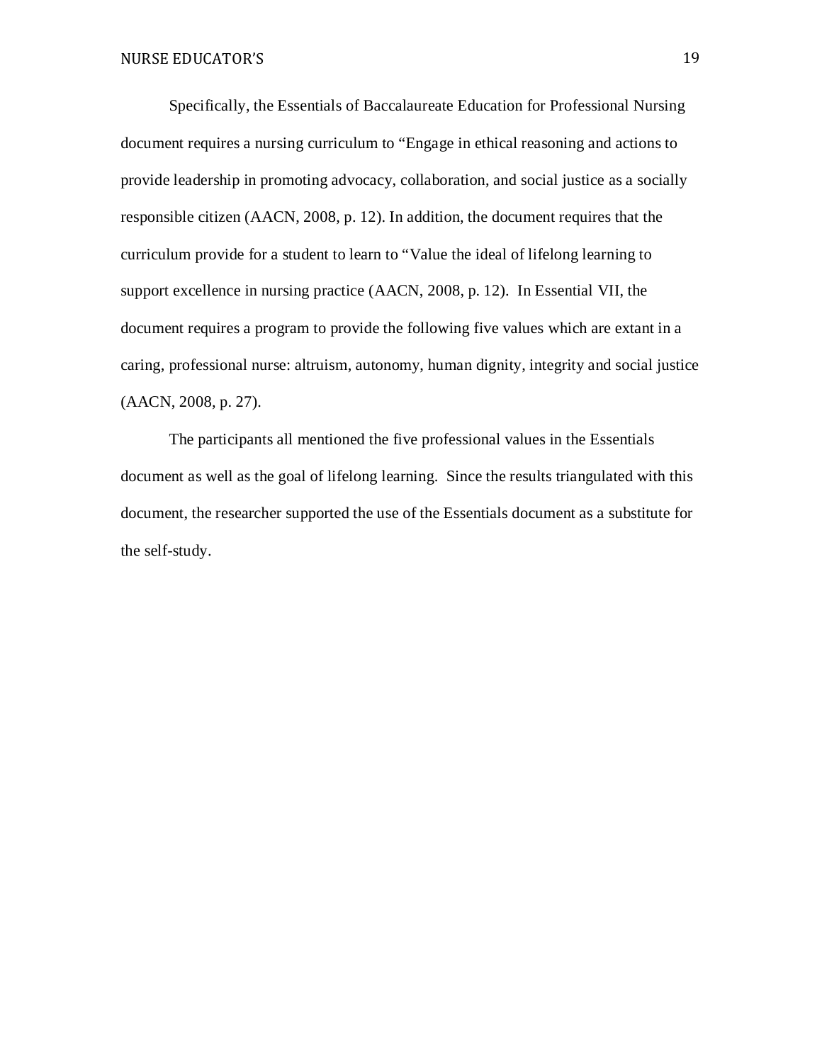Specifically, the Essentials of Baccalaureate Education for Professional Nursing document requires a nursing curriculum to “Engage in ethical reasoning and actions to provide leadership in promoting advocacy, collaboration, and social justice as a socially responsible citizen (AACN, 2008, p. 12). In addition, the document requires that the curriculum provide for a student to learn to “Value the ideal of lifelong learning to support excellence in nursing practice (AACN, 2008, p. 12). In Essential VII, the document requires a program to provide the following five values which are extant in a caring, professional nurse: altruism, autonomy, human dignity, integrity and social justice (AACN, 2008, p. 27).

The participants all mentioned the five professional values in the Essentials document as well as the goal of lifelong learning. Since the results triangulated with this document, the researcher supported the use of the Essentials document as a substitute for the self-study.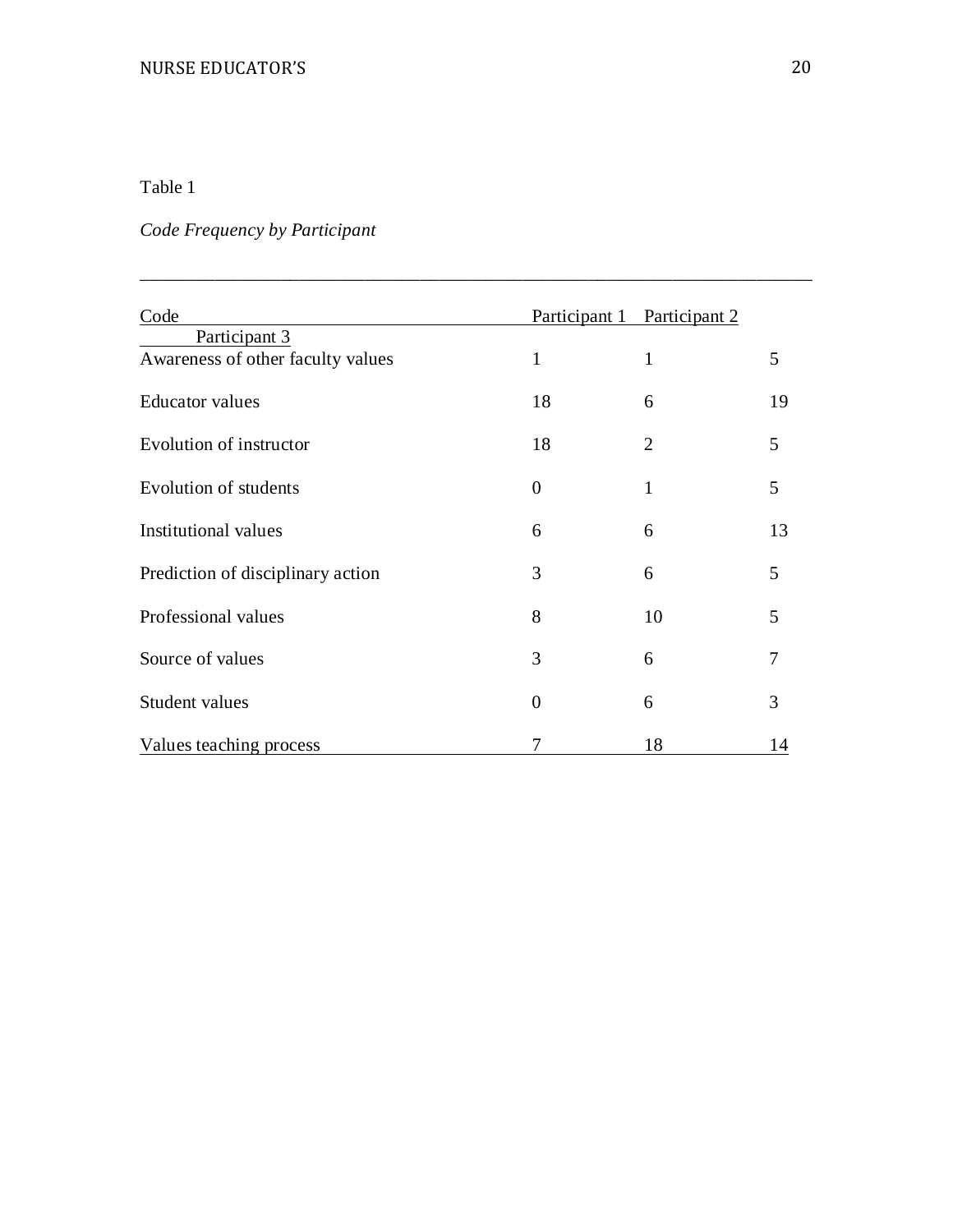Table 1

*Code Frequency by Participant*

| Code | Participant 1 | Participant 2 | Participant 3 |
|---|---|---|---|
| Awareness of other faculty values | 1 | 1 | 5 |
| Educator values | 18 | 6 | 19 |
| Evolution of instructor | 18 | 2 | 5 |
| Evolution of students | 0 | 1 | 5 |
| Institutional values | 6 | 6 | 13 |
| Prediction of disciplinary action | 3 | 6 | 5 |
| Professional values | 8 | 10 | 5 |
| Source of values | 3 | 6 | 7 |
| Student values | 0 | 6 | 3 |
| Values teaching process | 7 | 18 | 14 |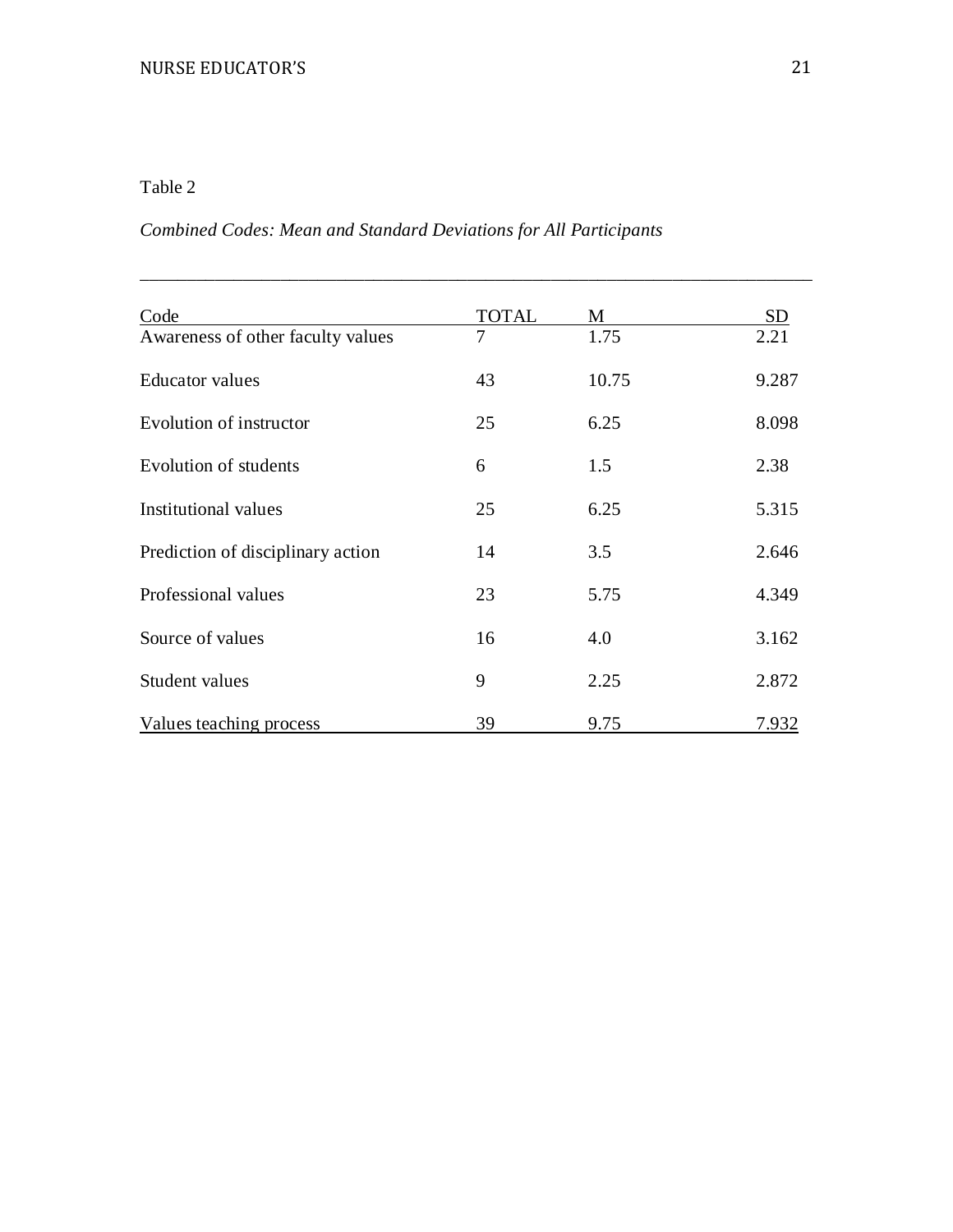Table 2

*Combined Codes: Mean and Standard Deviations for All Participants*

| Code | TOTAL | M | SD |
|---|---|---|---|
| Awareness of other faculty values | 7 | 1.75 | 2.21 |
| Educator values | 43 | 10.75 | 9.287 |
| Evolution of instructor | 25 | 6.25 | 8.098 |
| Evolution of students | 6 | 1.5 | 2.38 |
| Institutional values | 25 | 6.25 | 5.315 |
| Prediction of disciplinary action | 14 | 3.5 | 2.646 |
| Professional values | 23 | 5.75 | 4.349 |
| Source of values | 16 | 4.0 | 3.162 |
| Student values | 9 | 2.25 | 2.872 |
| Values teaching process | 39 | 9.75 | 7.932 |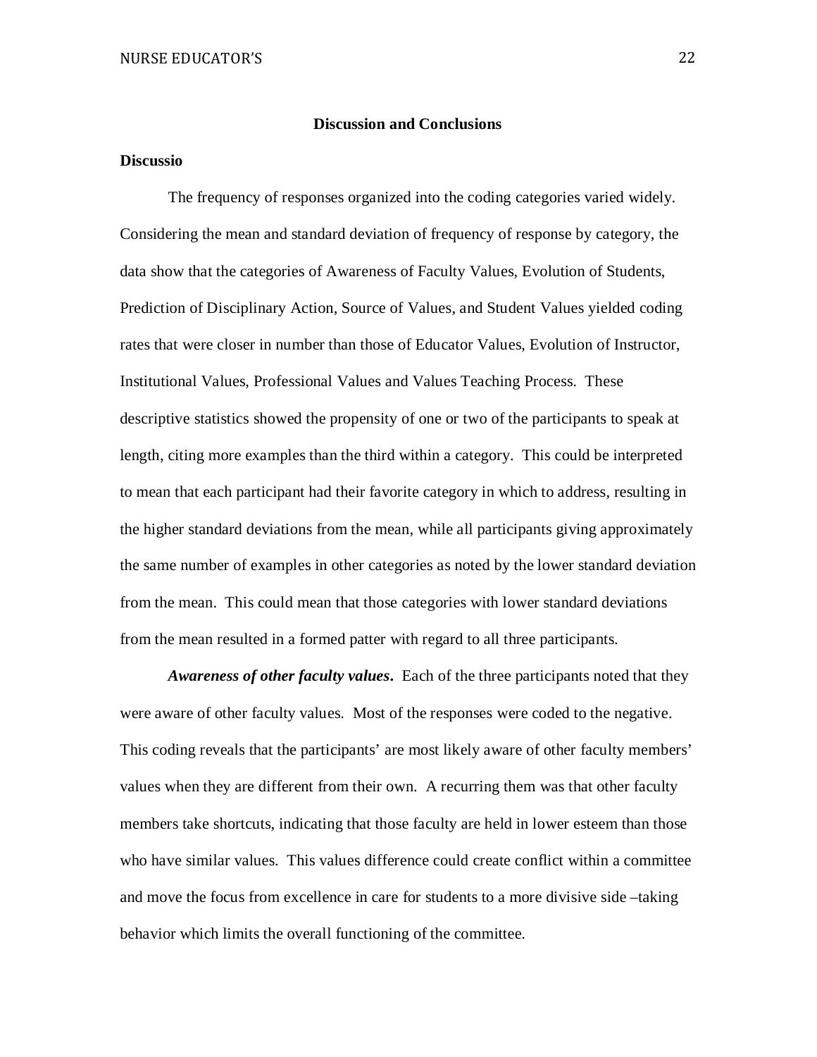## Discussion and Conclusions

### Discussio

The frequency of responses organized into the coding categories varied widely. Considering the mean and standard deviation of frequency of response by category, the data show that the categories of Awareness of Faculty Values, Evolution of Students, Prediction of Disciplinary Action, Source of Values, and Student Values yielded coding rates that were closer in number than those of Educator Values, Evolution of Instructor, Institutional Values, Professional Values and Values Teaching Process. These descriptive statistics showed the propensity of one or two of the participants to speak at length, citing more examples than the third within a category. This could be interpreted to mean that each participant had their favorite category in which to address, resulting in the higher standard deviations from the mean, while all participants giving approximately the same number of examples in other categories as noted by the lower standard deviation from the mean. This could mean that those categories with lower standard deviations from the mean resulted in a formed patter with regard to all three participants.

***Awareness of other faculty values*.** Each of the three participants noted that they were aware of other faculty values. Most of the responses were coded to the negative. This coding reveals that the participants' are most likely aware of other faculty members' values when they are different from their own. A recurring them was that other faculty members take shortcuts, indicating that those faculty are held in lower esteem than those who have similar values. This values difference could create conflict within a committee and move the focus from excellence in care for students to a more divisive side –taking behavior which limits the overall functioning of the committee.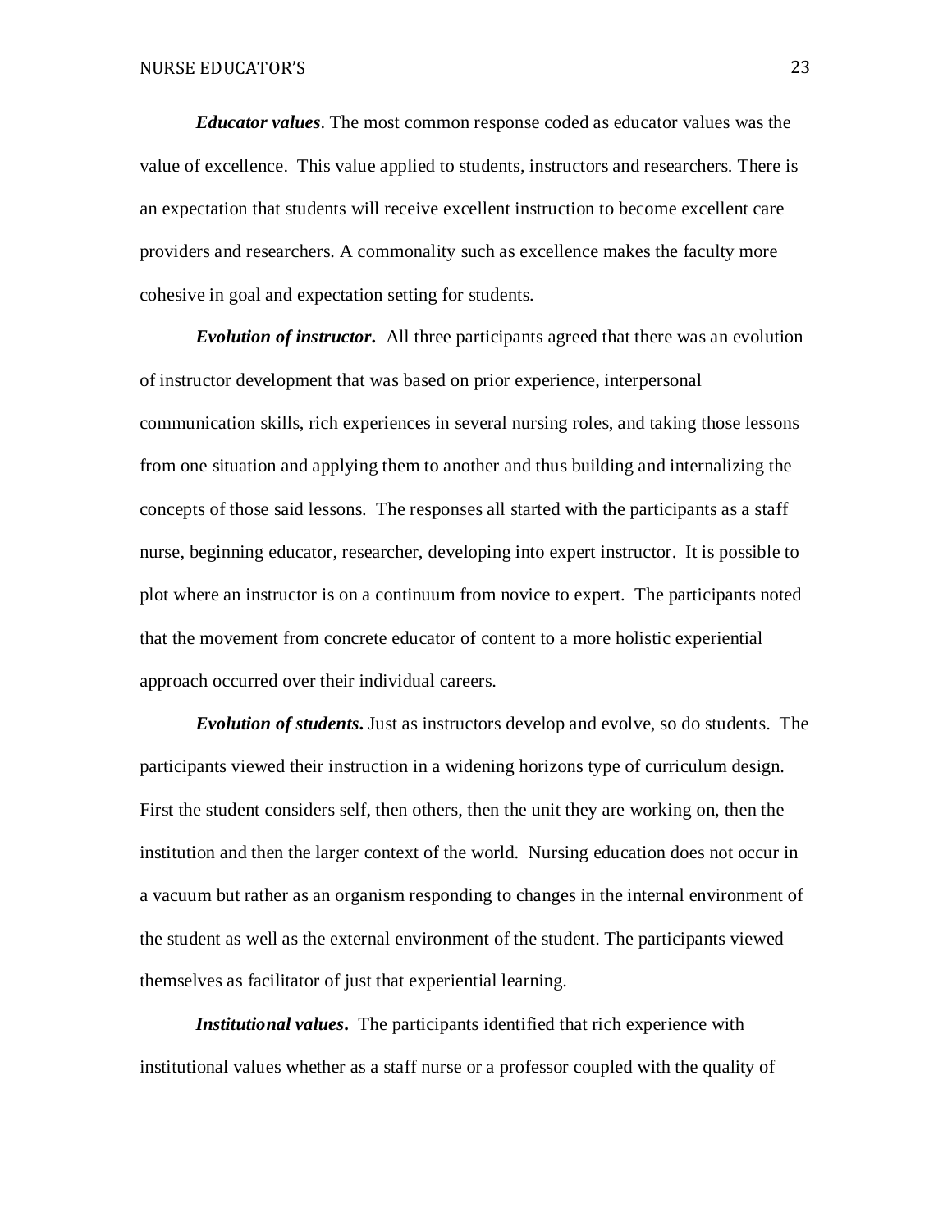***Educator values***. The most common response coded as educator values was the value of excellence. This value applied to students, instructors and researchers. There is an expectation that students will receive excellent instruction to become excellent care providers and researchers. A commonality such as excellence makes the faculty more cohesive in goal and expectation setting for students.

***Evolution of instructor***. All three participants agreed that there was an evolution of instructor development that was based on prior experience, interpersonal communication skills, rich experiences in several nursing roles, and taking those lessons from one situation and applying them to another and thus building and internalizing the concepts of those said lessons. The responses all started with the participants as a staff nurse, beginning educator, researcher, developing into expert instructor. It is possible to plot where an instructor is on a continuum from novice to expert. The participants noted that the movement from concrete educator of content to a more holistic experiential approach occurred over their individual careers.

***Evolution of students***. Just as instructors develop and evolve, so do students. The participants viewed their instruction in a widening horizons type of curriculum design. First the student considers self, then others, then the unit they are working on, then the institution and then the larger context of the world. Nursing education does not occur in a vacuum but rather as an organism responding to changes in the internal environment of the student as well as the external environment of the student. The participants viewed themselves as facilitator of just that experiential learning.

***Institutional values***. The participants identified that rich experience with institutional values whether as a staff nurse or a professor coupled with the quality of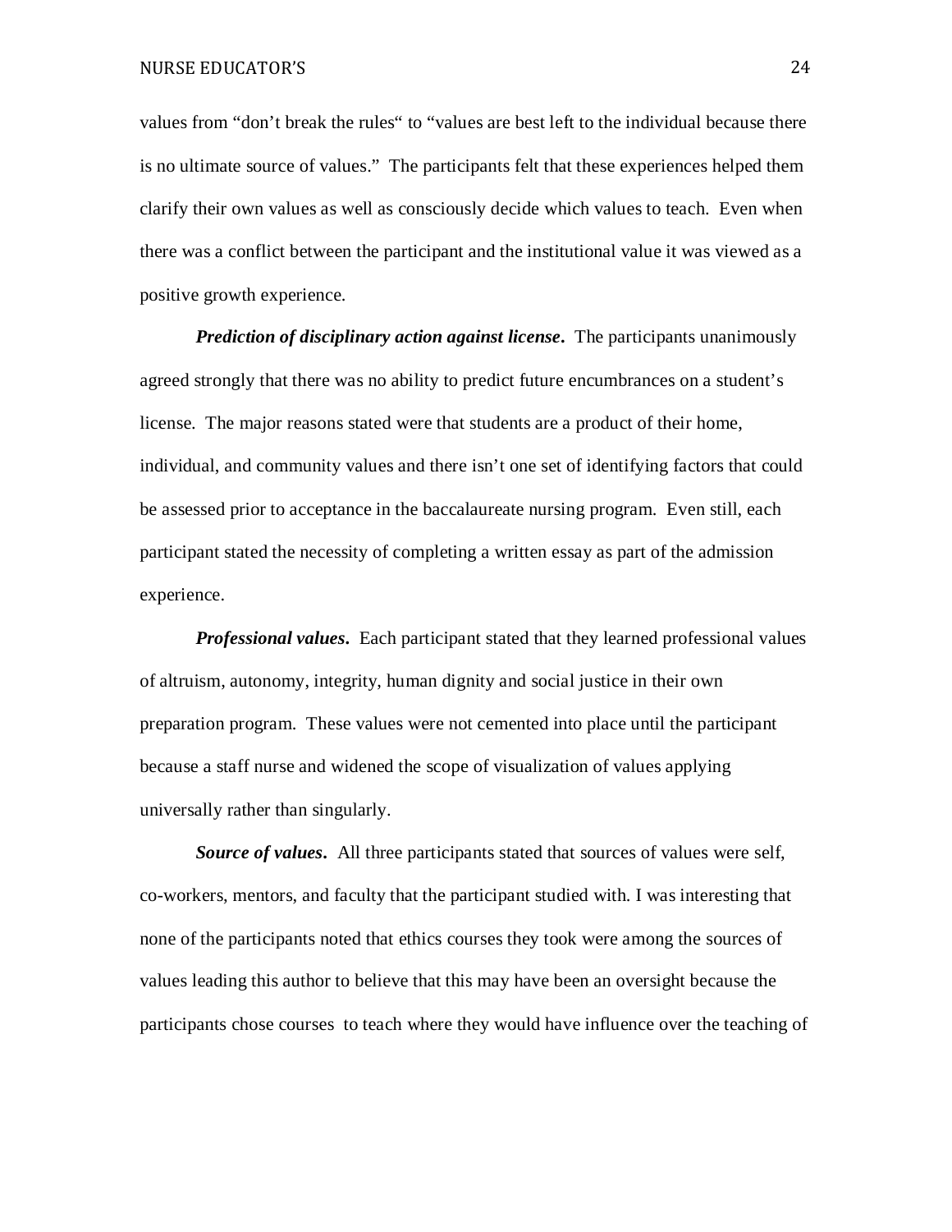values from "don't break the rules" to "values are best left to the individual because there is no ultimate source of values." The participants felt that these experiences helped them clarify their own values as well as consciously decide which values to teach. Even when there was a conflict between the participant and the institutional value it was viewed as a positive growth experience.

***Prediction of disciplinary action against license*.** The participants unanimously agreed strongly that there was no ability to predict future encumbrances on a student's license. The major reasons stated were that students are a product of their home, individual, and community values and there isn't one set of identifying factors that could be assessed prior to acceptance in the baccalaureate nursing program. Even still, each participant stated the necessity of completing a written essay as part of the admission experience.

***Professional values*.** Each participant stated that they learned professional values of altruism, autonomy, integrity, human dignity and social justice in their own preparation program. These values were not cemented into place until the participant because a staff nurse and widened the scope of visualization of values applying universally rather than singularly.

***Source of values*.** All three participants stated that sources of values were self, co-workers, mentors, and faculty that the participant studied with. I was interesting that none of the participants noted that ethics courses they took were among the sources of values leading this author to believe that this may have been an oversight because the participants chose courses to teach where they would have influence over the teaching of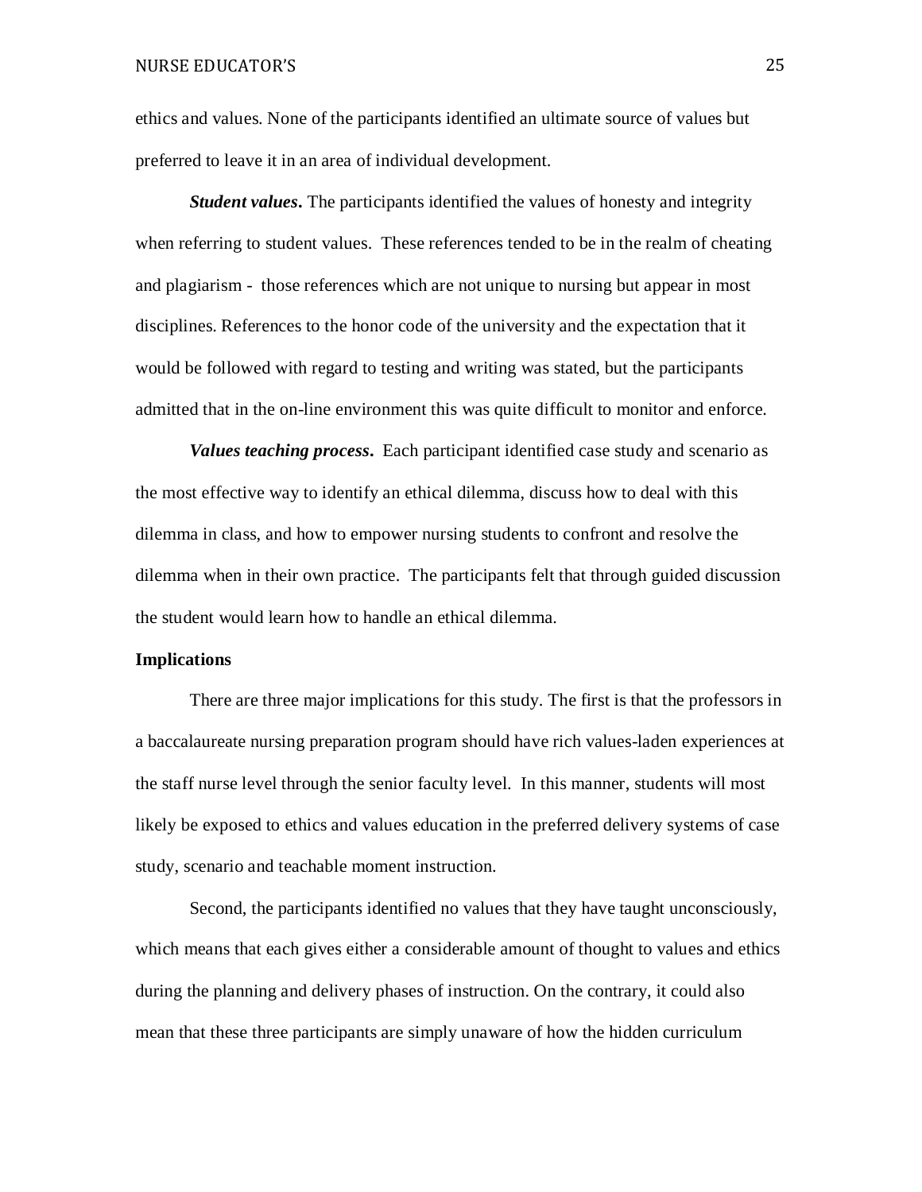ethics and values. None of the participants identified an ultimate source of values but preferred to leave it in an area of individual development.

***Student values*.** The participants identified the values of honesty and integrity when referring to student values. These references tended to be in the realm of cheating and plagiarism - those references which are not unique to nursing but appear in most disciplines. References to the honor code of the university and the expectation that it would be followed with regard to testing and writing was stated, but the participants admitted that in the on-line environment this was quite difficult to monitor and enforce.

***Values teaching process*.** Each participant identified case study and scenario as the most effective way to identify an ethical dilemma, discuss how to deal with this dilemma in class, and how to empower nursing students to confront and resolve the dilemma when in their own practice. The participants felt that through guided discussion the student would learn how to handle an ethical dilemma.

**Implications**

There are three major implications for this study. The first is that the professors in a baccalaureate nursing preparation program should have rich values-laden experiences at the staff nurse level through the senior faculty level. In this manner, students will most likely be exposed to ethics and values education in the preferred delivery systems of case study, scenario and teachable moment instruction.

Second, the participants identified no values that they have taught unconsciously, which means that each gives either a considerable amount of thought to values and ethics during the planning and delivery phases of instruction. On the contrary, it could also mean that these three participants are simply unaware of how the hidden curriculum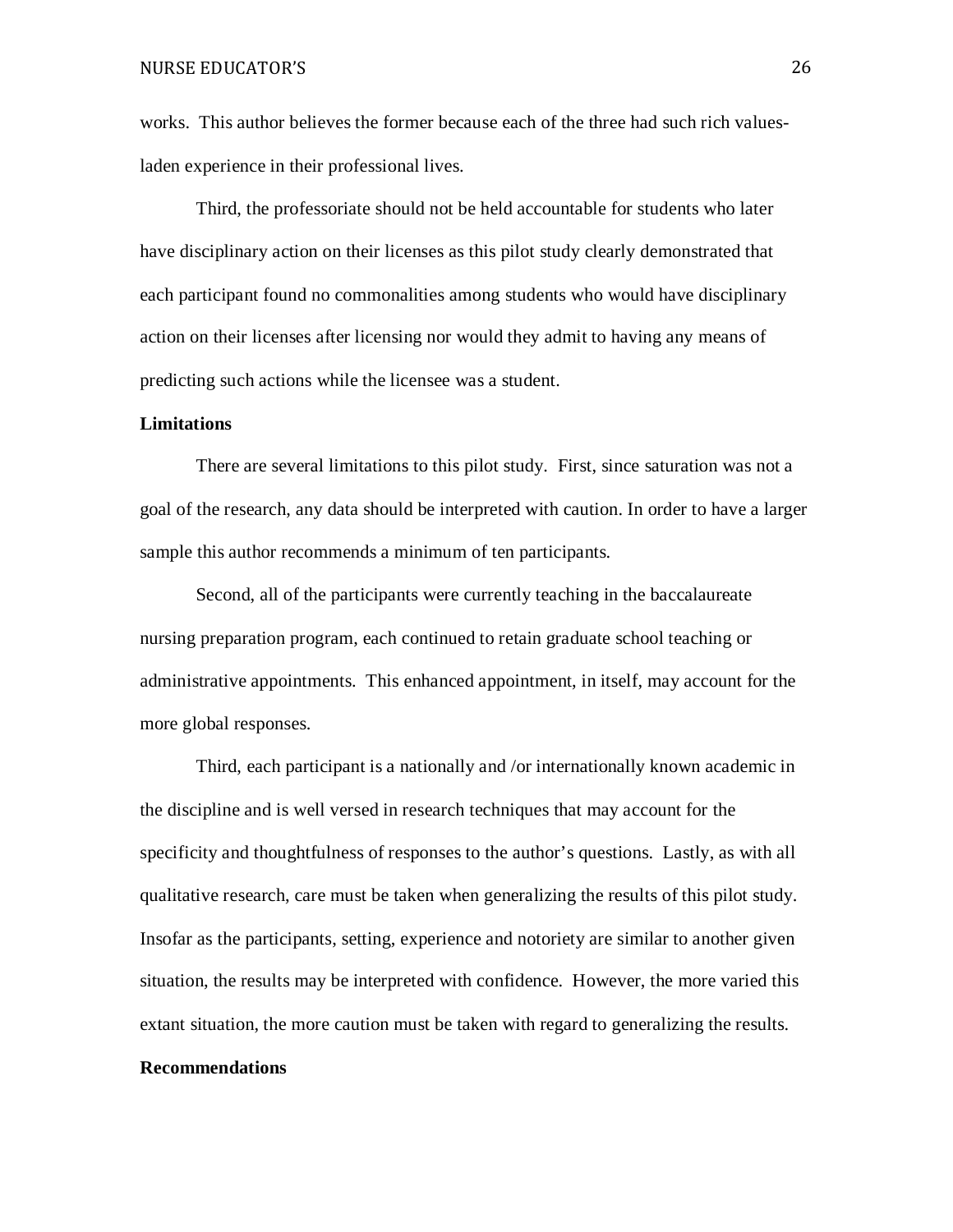works. This author believes the former because each of the three had such rich values-laden experience in their professional lives.

Third, the professoriate should not be held accountable for students who later have disciplinary action on their licenses as this pilot study clearly demonstrated that each participant found no commonalities among students who would have disciplinary action on their licenses after licensing nor would they admit to having any means of predicting such actions while the licensee was a student.

**Limitations**

There are several limitations to this pilot study. First, since saturation was not a goal of the research, any data should be interpreted with caution. In order to have a larger sample this author recommends a minimum of ten participants.

Second, all of the participants were currently teaching in the baccalaureate nursing preparation program, each continued to retain graduate school teaching or administrative appointments. This enhanced appointment, in itself, may account for the more global responses.

Third, each participant is a nationally and /or internationally known academic in the discipline and is well versed in research techniques that may account for the specificity and thoughtfulness of responses to the author's questions. Lastly, as with all qualitative research, care must be taken when generalizing the results of this pilot study. Insofar as the participants, setting, experience and notoriety are similar to another given situation, the results may be interpreted with confidence. However, the more varied this extant situation, the more caution must be taken with regard to generalizing the results.

**Recommendations**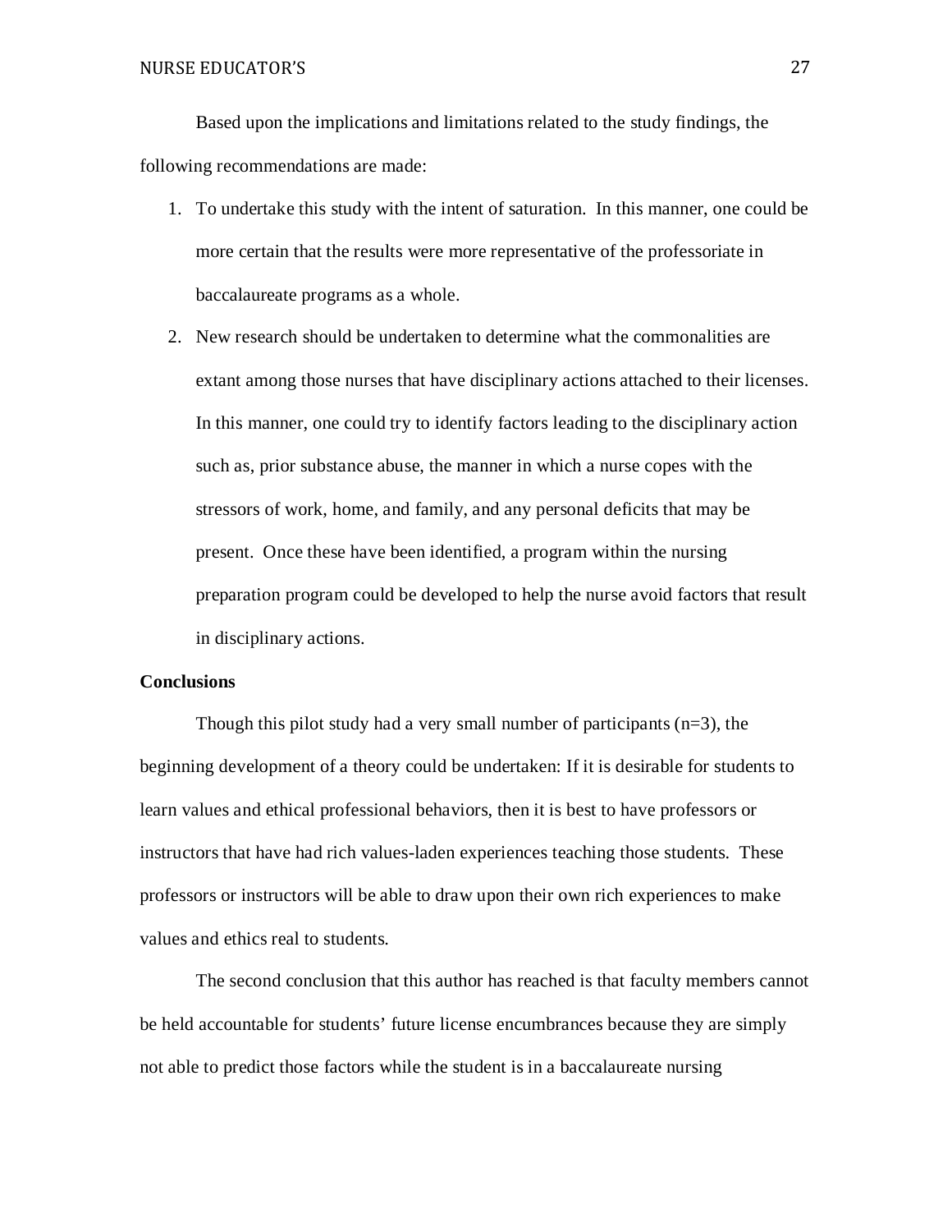Based upon the implications and limitations related to the study findings, the following recommendations are made:

1. To undertake this study with the intent of saturation. In this manner, one could be more certain that the results were more representative of the professoriate in baccalaureate programs as a whole.
2. New research should be undertaken to determine what the commonalities are extant among those nurses that have disciplinary actions attached to their licenses. In this manner, one could try to identify factors leading to the disciplinary action such as, prior substance abuse, the manner in which a nurse copes with the stressors of work, home, and family, and any personal deficits that may be present. Once these have been identified, a program within the nursing preparation program could be developed to help the nurse avoid factors that result in disciplinary actions.

**Conclusions**

Though this pilot study had a very small number of participants (n=3), the beginning development of a theory could be undertaken: If it is desirable for students to learn values and ethical professional behaviors, then it is best to have professors or instructors that have had rich values-laden experiences teaching those students. These professors or instructors will be able to draw upon their own rich experiences to make values and ethics real to students.

The second conclusion that this author has reached is that faculty members cannot be held accountable for students' future license encumbrances because they are simply not able to predict those factors while the student is in a baccalaureate nursing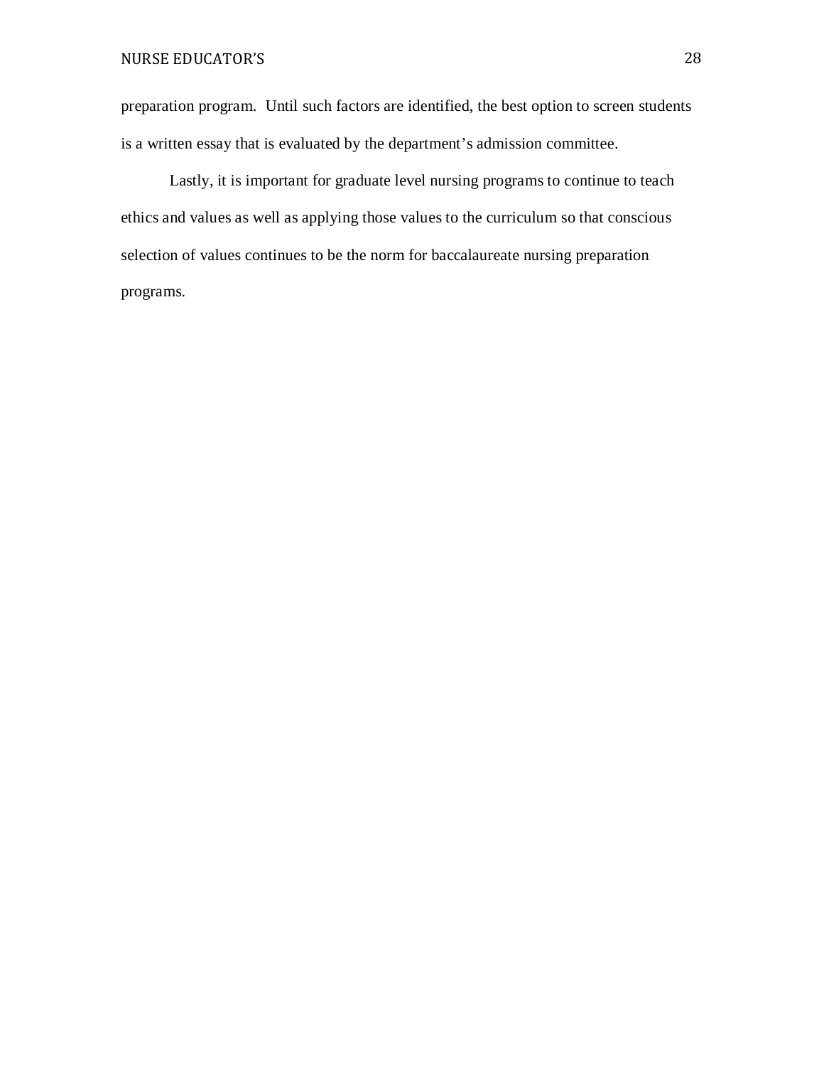preparation program.  Until such factors are identified, the best option to screen students is a written essay that is evaluated by the department's admission committee.

Lastly, it is important for graduate level nursing programs to continue to teach ethics and values as well as applying those values to the curriculum so that conscious selection of values continues to be the norm for baccalaureate nursing preparation programs.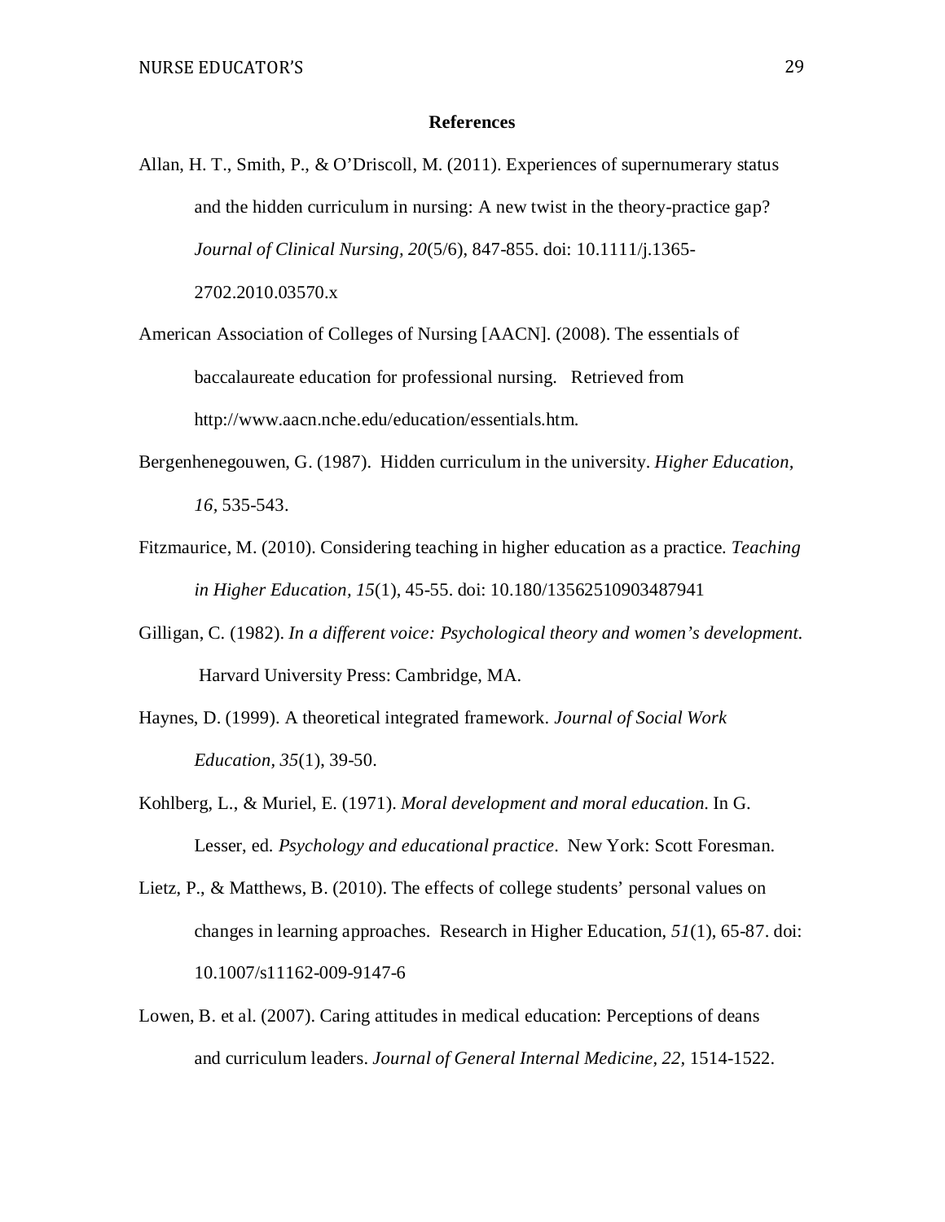## References

Allan, H. T., Smith, P., & O'Driscoll, M. (2011). Experiences of supernumerary status and the hidden curriculum in nursing: A new twist in the theory-practice gap? *Journal of Clinical Nursing, 20*(5/6), 847-855. doi: 10.1111/j.1365-2702.2010.03570.x

American Association of Colleges of Nursing [AACN]. (2008). The essentials of baccalaureate education for professional nursing. Retrieved from http://www.aacn.nche.edu/education/essentials.htm.

Bergenhenegouwen, G. (1987). Hidden curriculum in the university. *Higher Education, 16*, 535-543.

Fitzmaurice, M. (2010). Considering teaching in higher education as a practice. *Teaching in Higher Education, 15*(1), 45-55. doi: 10.180/13562510903487941

Gilligan, C. (1982). *In a different voice: Psychological theory and women's development.* Harvard University Press: Cambridge, MA.

Haynes, D. (1999). A theoretical integrated framework. *Journal of Social Work Education, 35*(1), 39-50.

Kohlberg, L., & Muriel, E. (1971). *Moral development and moral education.* In G. Lesser, ed. *Psychology and educational practice*. New York: Scott Foresman.

Lietz, P., & Matthews, B. (2010). The effects of college students' personal values on changes in learning approaches. Research in Higher Education, *51*(1), 65-87. doi: 10.1007/s11162-009-9147-6

Lowen, B. et al. (2007). Caring attitudes in medical education: Perceptions of deans and curriculum leaders. *Journal of General Internal Medicine, 22*, 1514-1522.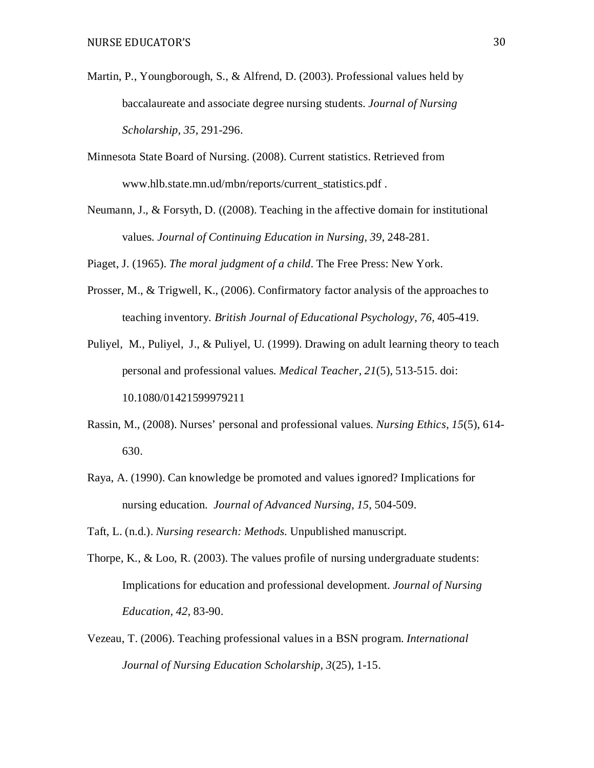Martin, P., Youngborough, S., & Alfrend, D. (2003). Professional values held by baccalaureate and associate degree nursing students. *Journal of Nursing Scholarship, 35*, 291-296.

Minnesota State Board of Nursing. (2008). Current statistics. Retrieved from www.hlb.state.mn.ud/mbn/reports/current_statistics.pdf .

Neumann, J., & Forsyth, D. ((2008). Teaching in the affective domain for institutional values. *Journal of Continuing Education in Nursing, 39*, 248-281.

Piaget, J. (1965). *The moral judgment of a child*. The Free Press: New York.

Prosser, M., & Trigwell, K., (2006). Confirmatory factor analysis of the approaches to teaching inventory. *British Journal of Educational Psychology, 76*, 405-419.

Puliyel, M., Puliyel, J., & Puliyel, U. (1999). Drawing on adult learning theory to teach personal and professional values. *Medical Teacher, 21*(5), 513-515. doi: 10.1080/01421599979211

Rassin, M., (2008). Nurses' personal and professional values. *Nursing Ethics*, *15*(5), 614-630.

Raya, A. (1990). Can knowledge be promoted and values ignored? Implications for nursing education. *Journal of Advanced Nursing, 15*, 504-509.

Taft, L. (n.d.). *Nursing research: Methods*. Unpublished manuscript.

Thorpe, K., & Loo, R. (2003). The values profile of nursing undergraduate students: Implications for education and professional development. *Journal of Nursing Education, 42*, 83-90.

Vezeau, T. (2006). Teaching professional values in a BSN program. *International Journal of Nursing Education Scholarship, 3*(25), 1-15.